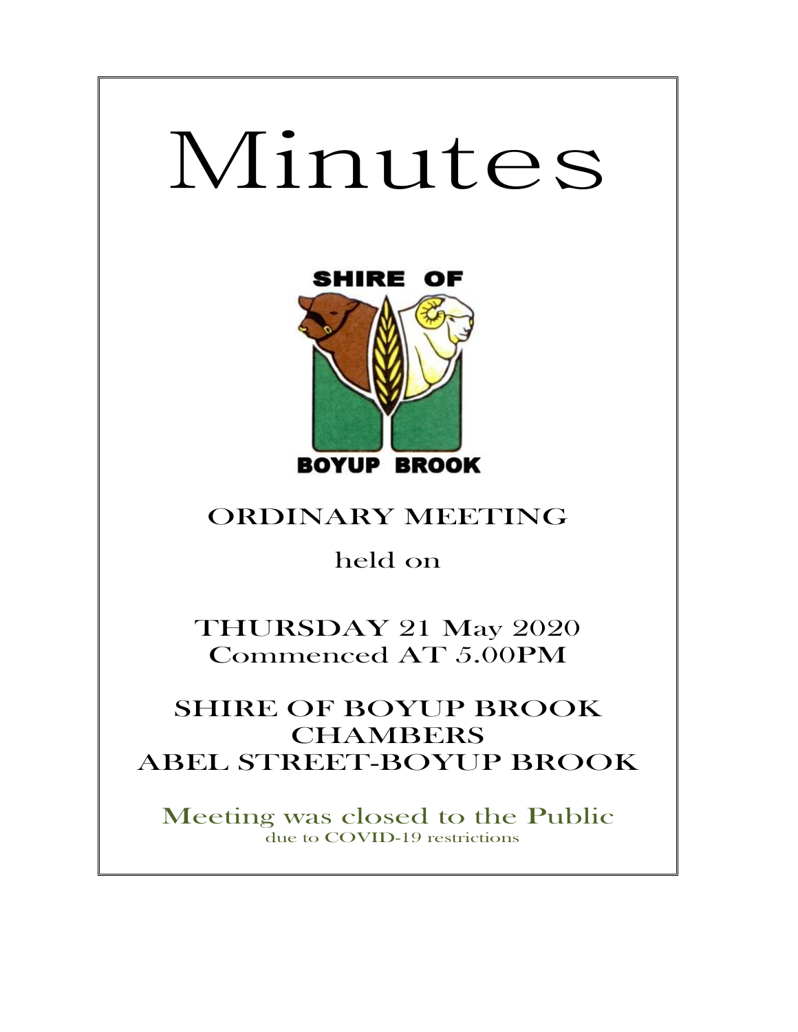# Minutes

SHIRE OF

BOYUP BROOK

## ORDINARY MEETING

held on

THURSDAY 21 May 2020
Commenced AT 5.00PM

SHIRE OF BOYUP BROOK
CHAMBERS
ABEL STREET-BOYUP BROOK

Meeting was closed to the Public
due to COVID-19 restrictions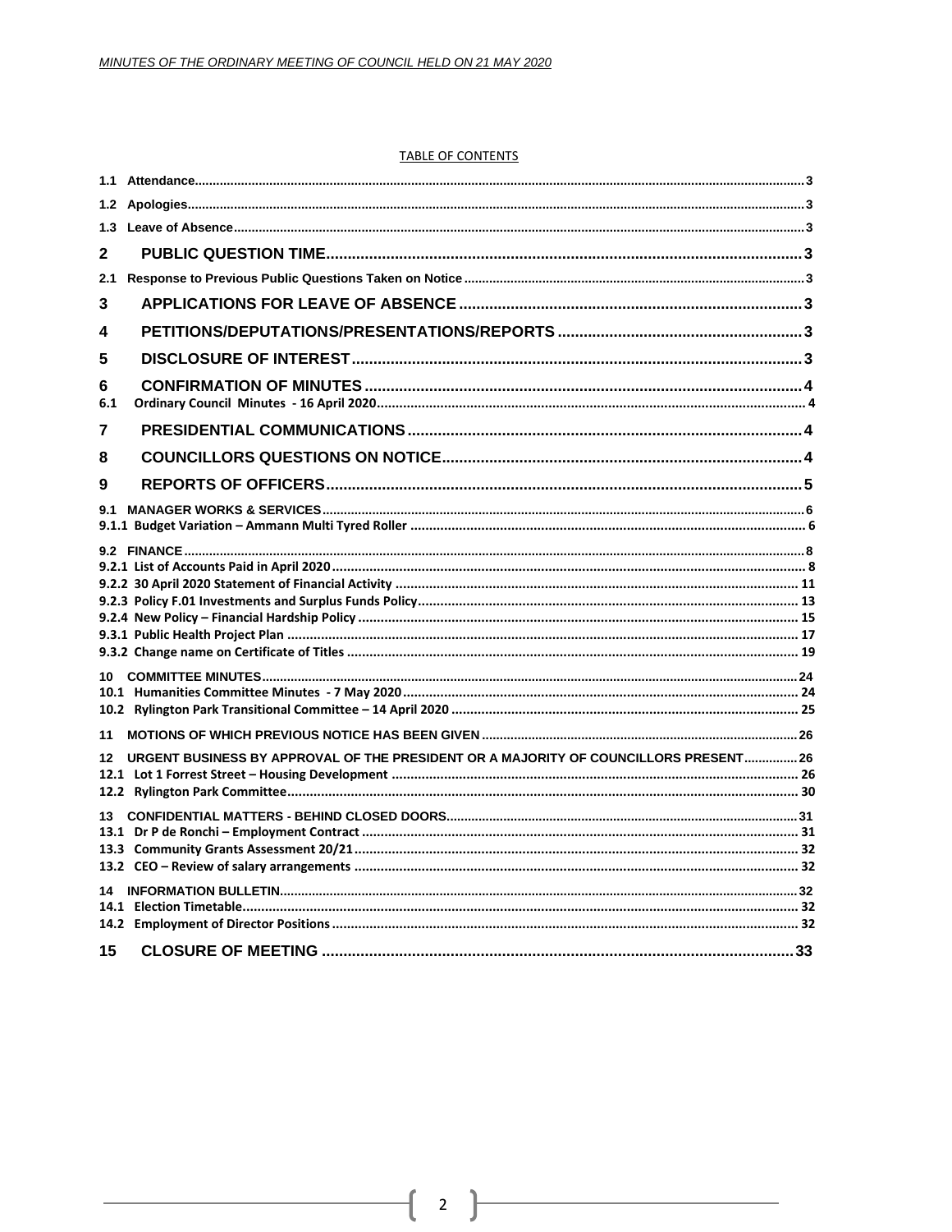TABLE OF CONTENTS

1.1 Attendance.....3
1.2 Apologies.....3
1.3 Leave of Absence.....3

**2 PUBLIC QUESTION TIME.....3**

2.1 Response to Previous Public Questions Taken on Notice.....3

**3 APPLICATIONS FOR LEAVE OF ABSENCE.....3**

**4 PETITIONS/DEPUTATIONS/PRESENTATIONS/REPORTS.....3**

**5 DISCLOSURE OF INTEREST.....3**

**6 CONFIRMATION OF MINUTES.....4**

6.1 Ordinary Council Minutes - 16 April 2020.....4

**7 PRESIDENTIAL COMMUNICATIONS.....4**

**8 COUNCILLORS QUESTIONS ON NOTICE.....4**

**9 REPORTS OF OFFICERS.....5**

9.1 MANAGER WORKS & SERVICES.....6
9.1.1 Budget Variation – Ammann Multi Tyred Roller.....6

9.2 FINANCE.....8
9.2.1 List of Accounts Paid in April 2020.....8
9.2.2 30 April 2020 Statement of Financial Activity.....11
9.2.3 Policy F.01 Investments and Surplus Funds Policy.....13
9.2.4 New Policy – Financial Hardship Policy.....15
9.3.1 Public Health Project Plan.....17
9.3.2 Change name on Certificate of Titles.....19

10 COMMITTEE MINUTES.....24
10.1 Humanities Committee Minutes - 7 May 2020.....24
10.2 Rylington Park Transitional Committee – 14 April 2020.....25

11 MOTIONS OF WHICH PREVIOUS NOTICE HAS BEEN GIVEN.....26

12 URGENT BUSINESS BY APPROVAL OF THE PRESIDENT OR A MAJORITY OF COUNCILLORS PRESENT.....26
12.1 Lot 1 Forrest Street – Housing Development.....26
12.2 Rylington Park Committee.....30

13 CONFIDENTIAL MATTERS - BEHIND CLOSED DOORS.....31
13.1 Dr P de Ronchi – Employment Contract.....31
13.3 Community Grants Assessment 20/21.....32
13.2 CEO – Review of salary arrangements.....32

14 INFORMATION BULLETIN.....32
14.1 Election Timetable.....32
14.2 Employment of Director Positions.....32

**15 CLOSURE OF MEETING.....33**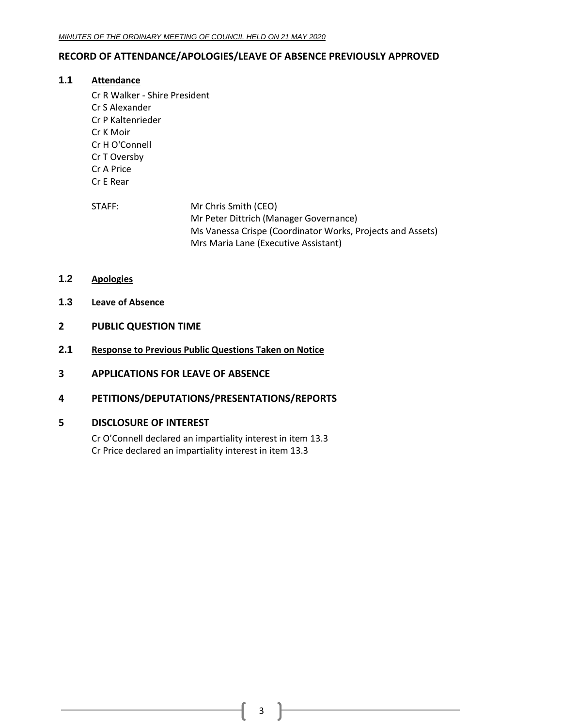## RECORD OF ATTENDANCE/APOLOGIES/LEAVE OF ABSENCE PREVIOUSLY APPROVED

### 1.1 Attendance

Cr R Walker - Shire President
Cr S Alexander
Cr P Kaltenrieder
Cr K Moir
Cr H O'Connell
Cr T Oversby
Cr A Price
Cr E Rear

STAFF:
Mr Chris Smith (CEO)
Mr Peter Dittrich (Manager Governance)
Ms Vanessa Crispe (Coordinator Works, Projects and Assets)
Mrs Maria Lane (Executive Assistant)

### 1.2 Apologies

### 1.3 Leave of Absence

## 2 PUBLIC QUESTION TIME

### 2.1 Response to Previous Public Questions Taken on Notice

## 3 APPLICATIONS FOR LEAVE OF ABSENCE

## 4 PETITIONS/DEPUTATIONS/PRESENTATIONS/REPORTS

## 5 DISCLOSURE OF INTEREST

Cr O'Connell declared an impartiality interest in item 13.3
Cr Price declared an impartiality interest in item 13.3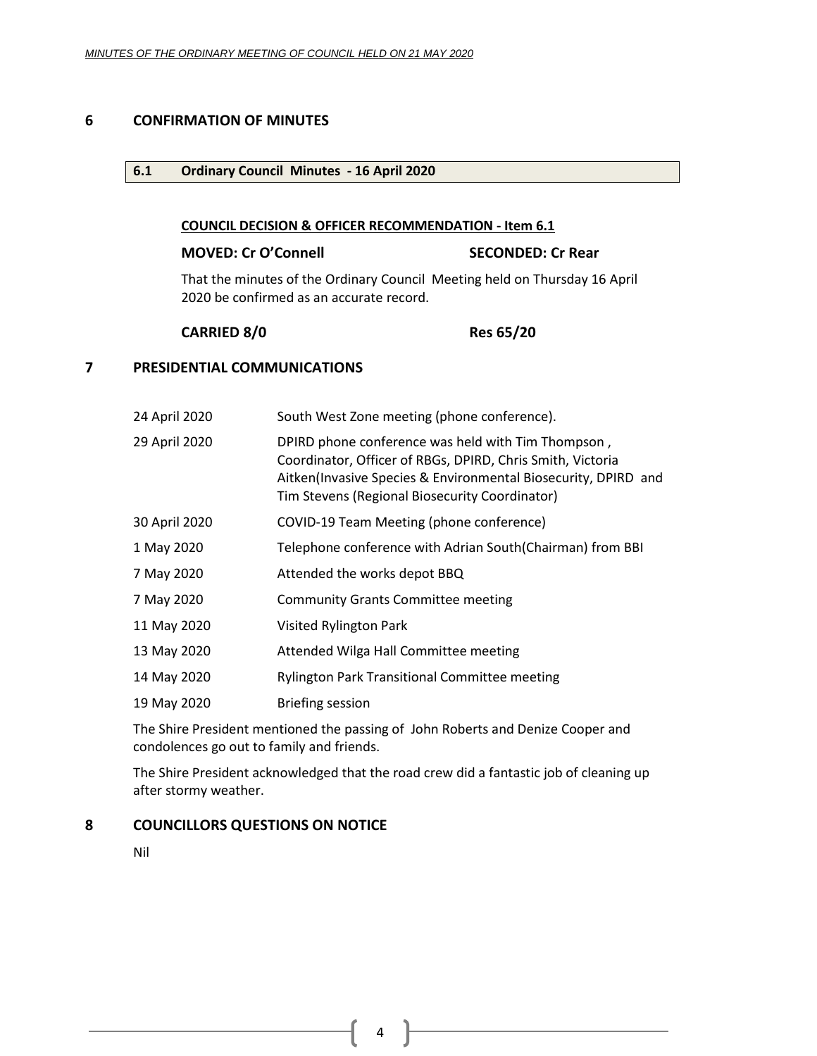# 6 CONFIRMATION OF MINUTES

## 6.1 Ordinary Council Minutes - 16 April 2020

**COUNCIL DECISION & OFFICER RECOMMENDATION - Item 6.1**

**MOVED: Cr O'Connell** **SECONDED: Cr Rear**

That the minutes of the Ordinary Council Meeting held on Thursday 16 April 2020 be confirmed as an accurate record.

**CARRIED 8/0** **Res 65/20**

# 7 PRESIDENTIAL COMMUNICATIONS

| | |
|---|---|
| 24 April 2020 | South West Zone meeting (phone conference). |
| 29 April 2020 | DPIRD phone conference was held with Tim Thompson , Coordinator, Officer of RBGs, DPIRD, Chris Smith, Victoria Aitken(Invasive Species & Environmental Biosecurity, DPIRD and Tim Stevens (Regional Biosecurity Coordinator) |
| 30 April 2020 | COVID-19 Team Meeting (phone conference) |
| 1 May 2020 | Telephone conference with Adrian South(Chairman) from BBI |
| 7 May 2020 | Attended the works depot BBQ |
| 7 May 2020 | Community Grants Committee meeting |
| 11 May 2020 | Visited Rylington Park |
| 13 May 2020 | Attended Wilga Hall Committee meeting |
| 14 May 2020 | Rylington Park Transitional Committee meeting |
| 19 May 2020 | Briefing session |

The Shire President mentioned the passing of John Roberts and Denize Cooper and condolences go out to family and friends.

The Shire President acknowledged that the road crew did a fantastic job of cleaning up after stormy weather.

# 8 COUNCILLORS QUESTIONS ON NOTICE

Nil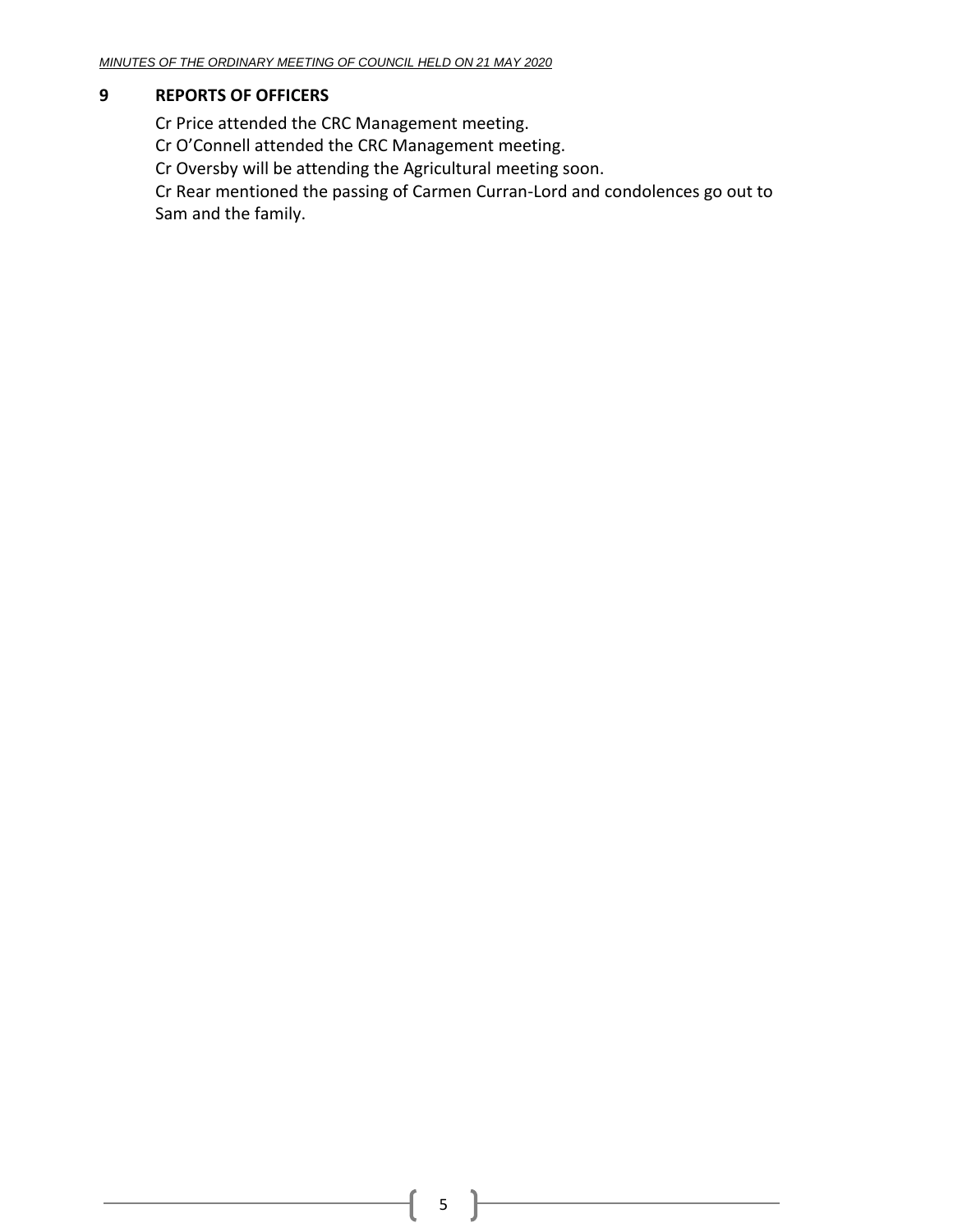## 9 REPORTS OF OFFICERS

Cr Price attended the CRC Management meeting.
Cr O'Connell attended the CRC Management meeting.
Cr Oversby will be attending the Agricultural meeting soon.
Cr Rear mentioned the passing of Carmen Curran-Lord and condolences go out to Sam and the family.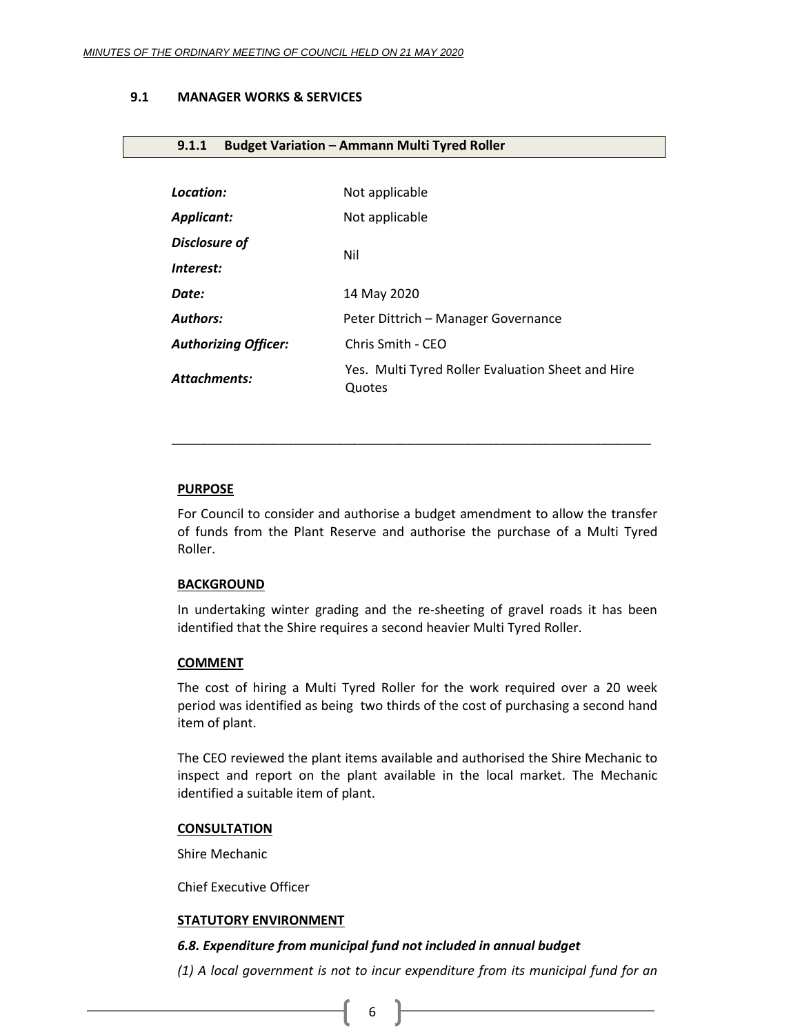## 9.1 MANAGER WORKS & SERVICES

### 9.1.1 Budget Variation – Ammann Multi Tyred Roller

| | |
|---|---|
| ***Location:*** | Not applicable |
| ***Applicant:*** | Not applicable |
| ***Disclosure of Interest:*** | Nil |
| ***Date:*** | 14 May 2020 |
| ***Authors:*** | Peter Dittrich – Manager Governance |
| ***Authorizing Officer:*** | Chris Smith - CEO |
| ***Attachments:*** | Yes. Multi Tyred Roller Evaluation Sheet and Hire Quotes |

---

**PURPOSE**

For Council to consider and authorise a budget amendment to allow the transfer of funds from the Plant Reserve and authorise the purchase of a Multi Tyred Roller.

**BACKGROUND**

In undertaking winter grading and the re-sheeting of gravel roads it has been identified that the Shire requires a second heavier Multi Tyred Roller.

**COMMENT**

The cost of hiring a Multi Tyred Roller for the work required over a 20 week period was identified as being two thirds of the cost of purchasing a second hand item of plant.

The CEO reviewed the plant items available and authorised the Shire Mechanic to inspect and report on the plant available in the local market. The Mechanic identified a suitable item of plant.

**CONSULTATION**

Shire Mechanic

Chief Executive Officer

**STATUTORY ENVIRONMENT**

***6.8. Expenditure from municipal fund not included in annual budget***

*(1) A local government is not to incur expenditure from its municipal fund for an*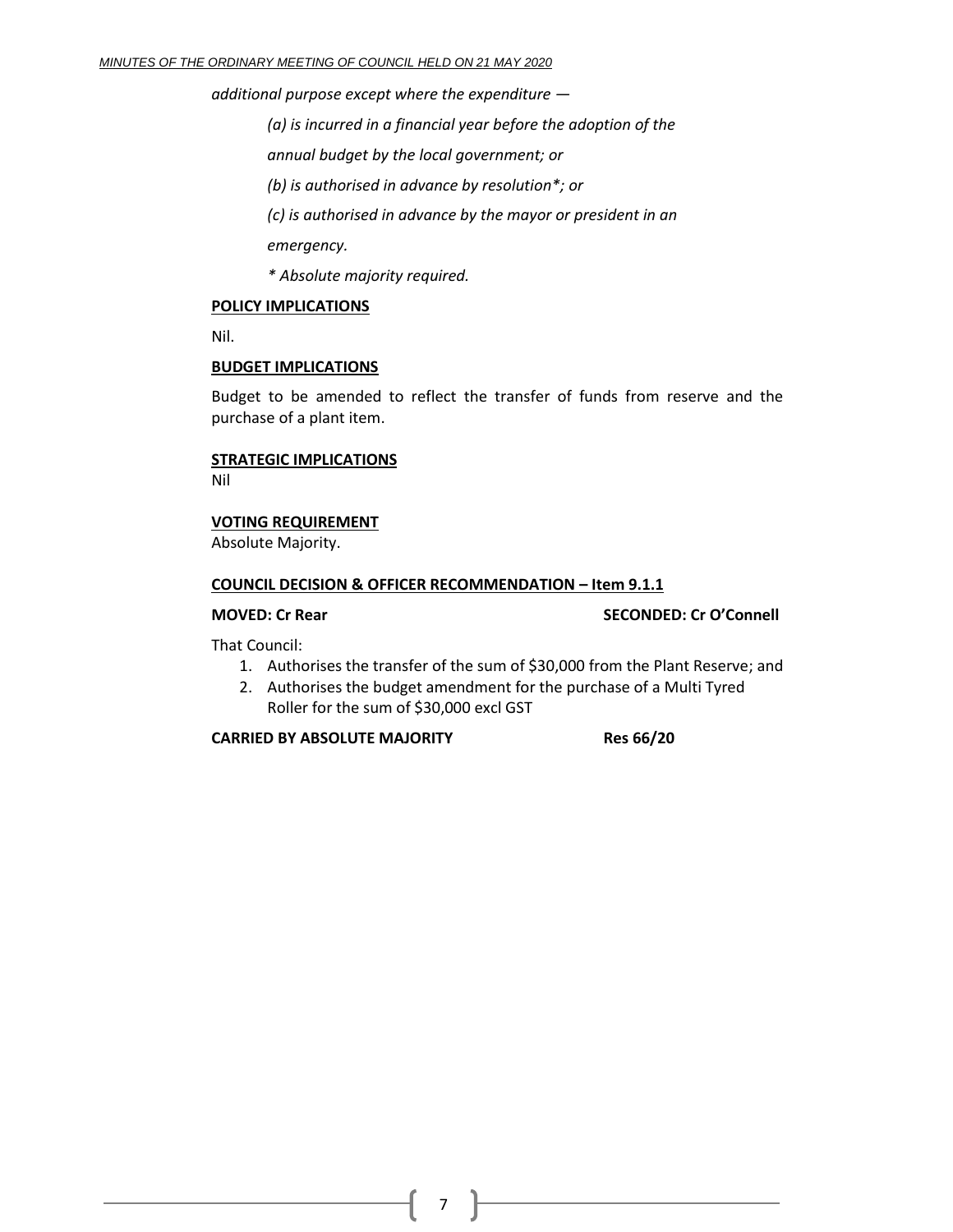*additional purpose except where the expenditure —*

*(a) is incurred in a financial year before the adoption of the annual budget by the local government; or*

*(b) is authorised in advance by resolution*; or*

*(c) is authorised in advance by the mayor or president in an emergency.*

** Absolute majority required.*

**POLICY IMPLICATIONS**

Nil.

**BUDGET IMPLICATIONS**

Budget to be amended to reflect the transfer of funds from reserve and the purchase of a plant item.

**STRATEGIC IMPLICATIONS**

Nil

**VOTING REQUIREMENT**

Absolute Majority.

**COUNCIL DECISION & OFFICER RECOMMENDATION – Item 9.1.1**

**MOVED: Cr Rear** **SECONDED: Cr O'Connell**

That Council:

1. Authorises the transfer of the sum of $30,000 from the Plant Reserve; and
2. Authorises the budget amendment for the purchase of a Multi Tyred Roller for the sum of $30,000 excl GST

**CARRIED BY ABSOLUTE MAJORITY** **Res 66/20**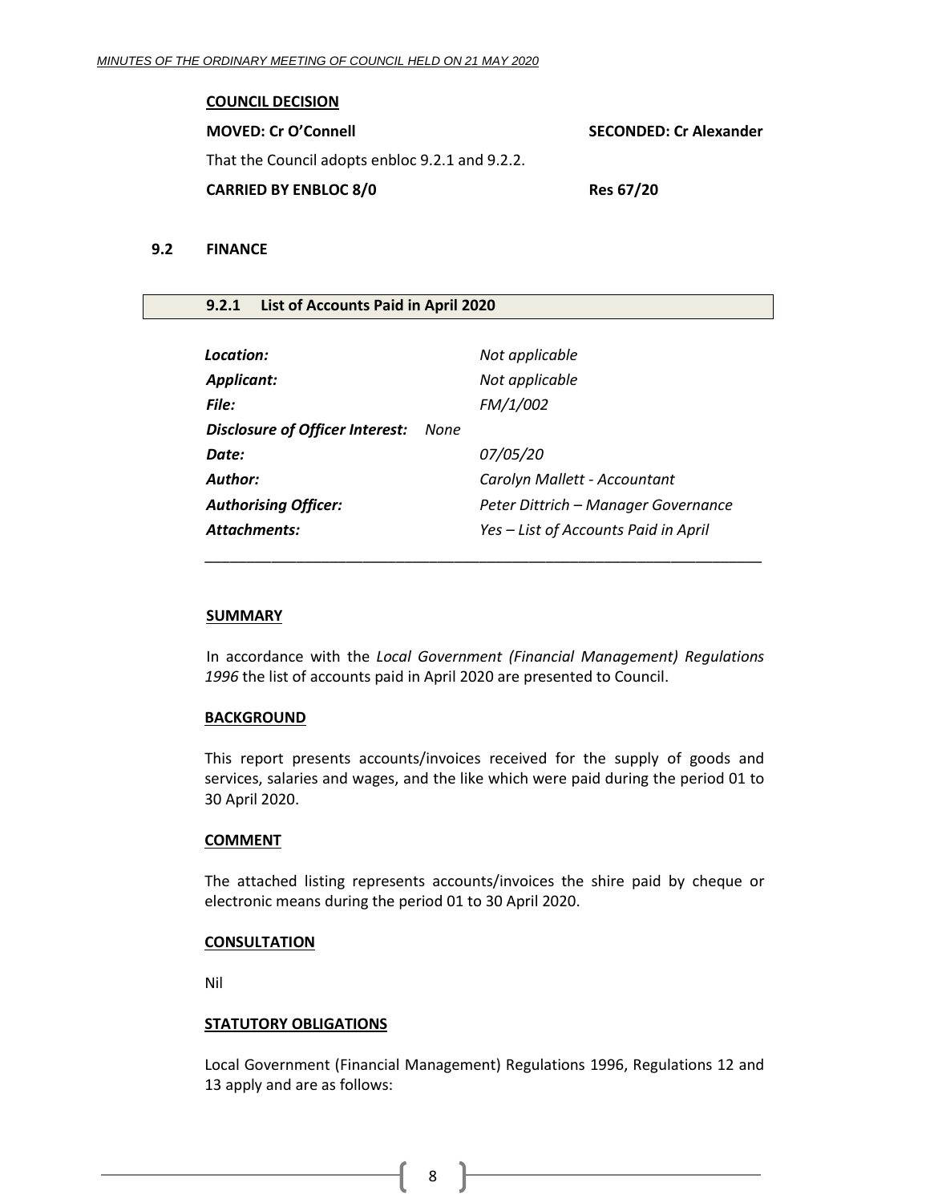**COUNCIL DECISION**

**MOVED: Cr O'Connell** **SECONDED: Cr Alexander**

That the Council adopts enbloc 9.2.1 and 9.2.2.

**CARRIED BY ENBLOC 8/0** **Res 67/20**

## 9.2 FINANCE

### 9.2.1 List of Accounts Paid in April 2020

| | |
|---|---|
| ***Location:*** | *Not applicable* |
| ***Applicant:*** | *Not applicable* |
| ***File:*** | *FM/1/002* |
| ***Disclosure of Officer Interest:*** | *None* |
| ***Date:*** | *07/05/20* |
| ***Author:*** | *Carolyn Mallett - Accountant* |
| ***Authorising Officer:*** | *Peter Dittrich – Manager Governance* |
| ***Attachments:*** | *Yes – List of Accounts Paid in April* |

---

**SUMMARY**

In accordance with the *Local Government (Financial Management) Regulations 1996* the list of accounts paid in April 2020 are presented to Council.

**BACKGROUND**

This report presents accounts/invoices received for the supply of goods and services, salaries and wages, and the like which were paid during the period 01 to 30 April 2020.

**COMMENT**

The attached listing represents accounts/invoices the shire paid by cheque or electronic means during the period 01 to 30 April 2020.

**CONSULTATION**

Nil

**STATUTORY OBLIGATIONS**

Local Government (Financial Management) Regulations 1996, Regulations 12 and 13 apply and are as follows: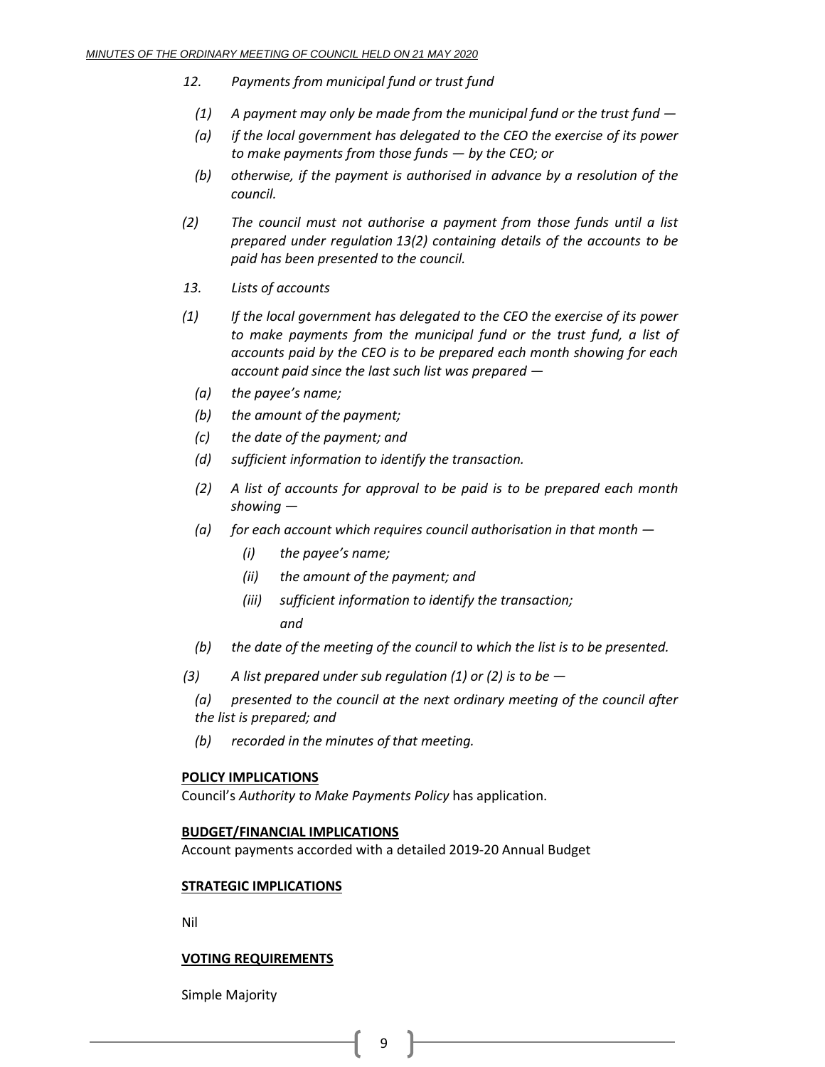*12. Payments from municipal fund or trust fund*

*(1) A payment may only be made from the municipal fund or the trust fund —*

*(a) if the local government has delegated to the CEO the exercise of its power to make payments from those funds — by the CEO; or*

*(b) otherwise, if the payment is authorised in advance by a resolution of the council.*

*(2) The council must not authorise a payment from those funds until a list prepared under regulation 13(2) containing details of the accounts to be paid has been presented to the council.*

*13. Lists of accounts*

*(1) If the local government has delegated to the CEO the exercise of its power to make payments from the municipal fund or the trust fund, a list of accounts paid by the CEO is to be prepared each month showing for each account paid since the last such list was prepared —*

*(a) the payee's name;*

*(b) the amount of the payment;*

*(c) the date of the payment; and*

*(d) sufficient information to identify the transaction.*

*(2) A list of accounts for approval to be paid is to be prepared each month showing —*

*(a) for each account which requires council authorisation in that month —*

*(i) the payee's name;*

*(ii) the amount of the payment; and*

*(iii) sufficient information to identify the transaction;*

*and*

*(b) the date of the meeting of the council to which the list is to be presented.*

*(3) A list prepared under sub regulation (1) or (2) is to be —*

*(a) presented to the council at the next ordinary meeting of the council after the list is prepared; and*

*(b) recorded in the minutes of that meeting.*

**POLICY IMPLICATIONS**

Council's *Authority to Make Payments Policy* has application.

**BUDGET/FINANCIAL IMPLICATIONS**

Account payments accorded with a detailed 2019-20 Annual Budget

**STRATEGIC IMPLICATIONS**

Nil

**VOTING REQUIREMENTS**

Simple Majority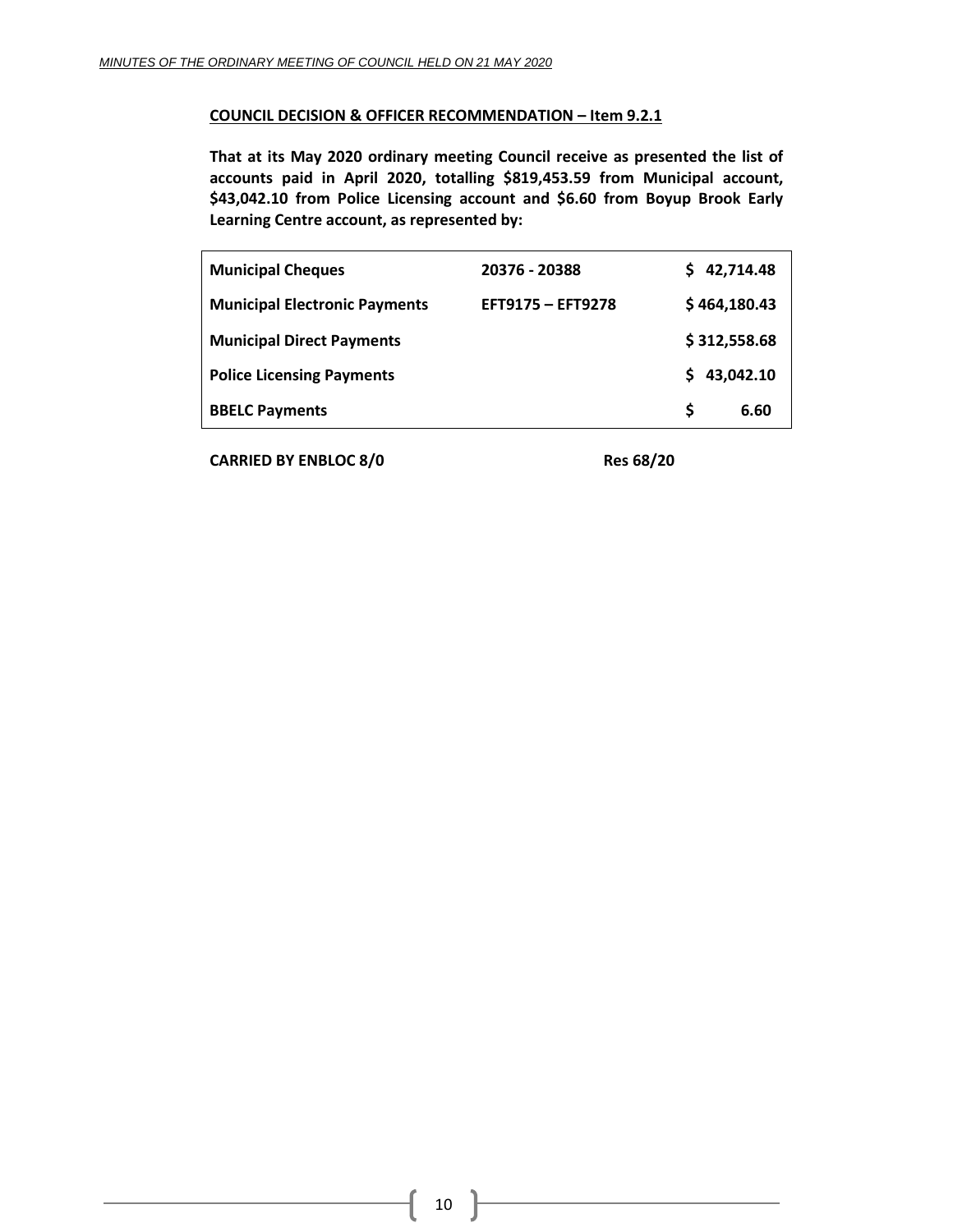**<u>COUNCIL DECISION & OFFICER RECOMMENDATION – Item 9.2.1</u>**

**That at its May 2020 ordinary meeting Council receive as presented the list of accounts paid in April 2020, totalling $819,453.59 from Municipal account, $43,042.10 from Police Licensing account and $6.60 from Boyup Brook Early Learning Centre account, as represented by:**

| | | |
|---|---|---|
| **Municipal Cheques** | **20376 - 20388** | **$ 42,714.48** |
| **Municipal Electronic Payments** | **EFT9175 – EFT9278** | **$ 464,180.43** |
| **Municipal Direct Payments** | | **$ 312,558.68** |
| **Police Licensing Payments** | | **$ 43,042.10** |
| **BBELC Payments** | | **$ 6.60** |

**CARRIED BY ENBLOC 8/0** **Res 68/20**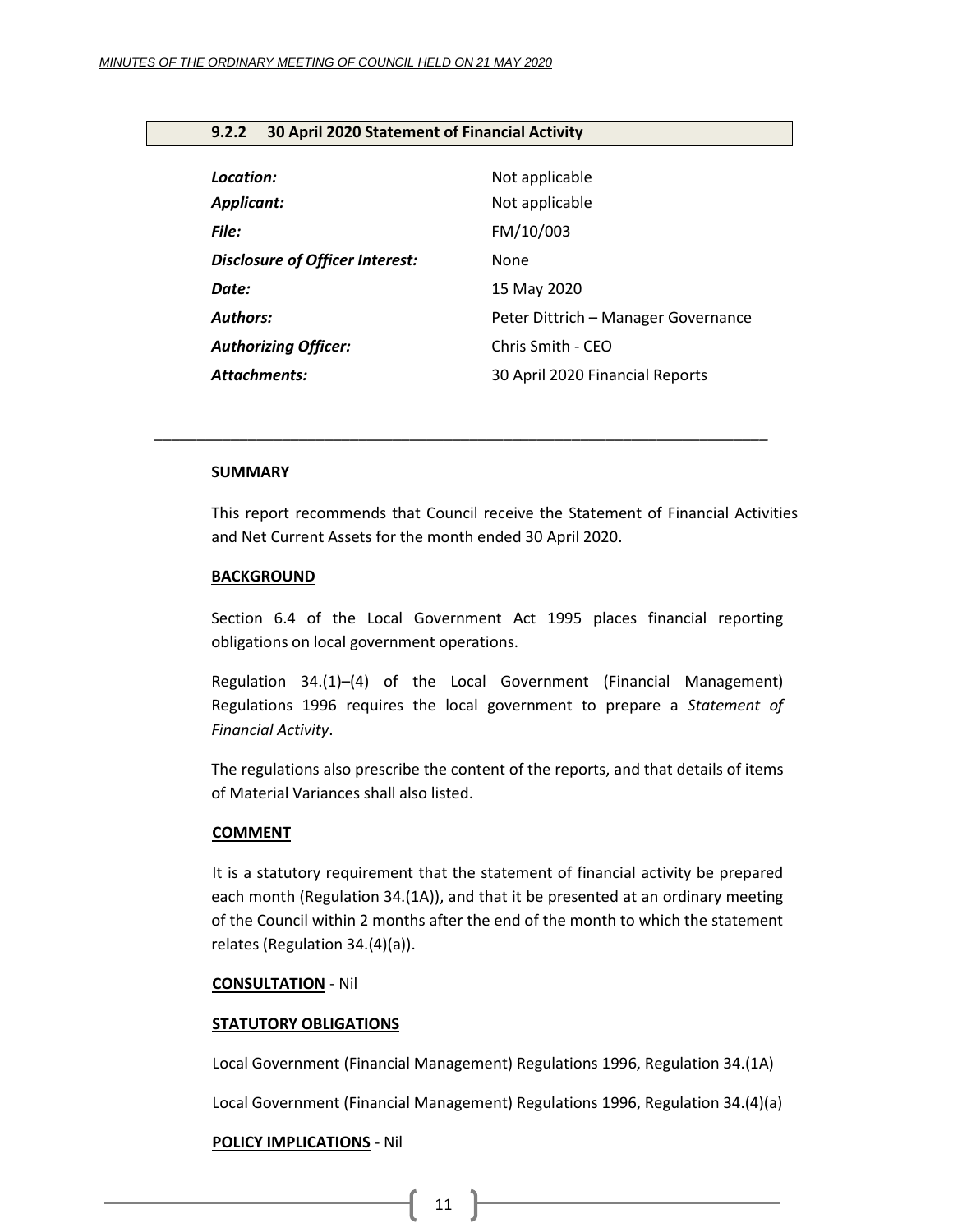## 9.2.2 30 April 2020 Statement of Financial Activity

| | |
|---|---|
| ***Location:*** | Not applicable |
| ***Applicant:*** | Not applicable |
| ***File:*** | FM/10/003 |
| ***Disclosure of Officer Interest:*** | None |
| ***Date:*** | 15 May 2020 |
| ***Authors:*** | Peter Dittrich – Manager Governance |
| ***Authorizing Officer:*** | Chris Smith - CEO |
| ***Attachments:*** | 30 April 2020 Financial Reports |

---

**SUMMARY**

This report recommends that Council receive the Statement of Financial Activities and Net Current Assets for the month ended 30 April 2020.

**BACKGROUND**

Section 6.4 of the Local Government Act 1995 places financial reporting obligations on local government operations.

Regulation 34.(1)–(4) of the Local Government (Financial Management) Regulations 1996 requires the local government to prepare a *Statement of Financial Activity*.

The regulations also prescribe the content of the reports, and that details of items of Material Variances shall also listed.

**COMMENT**

It is a statutory requirement that the statement of financial activity be prepared each month (Regulation 34.(1A)), and that it be presented at an ordinary meeting of the Council within 2 months after the end of the month to which the statement relates (Regulation 34.(4)(a)).

**CONSULTATION** - Nil

**STATUTORY OBLIGATIONS**

Local Government (Financial Management) Regulations 1996, Regulation 34.(1A)

Local Government (Financial Management) Regulations 1996, Regulation 34.(4)(a)

**POLICY IMPLICATIONS** - Nil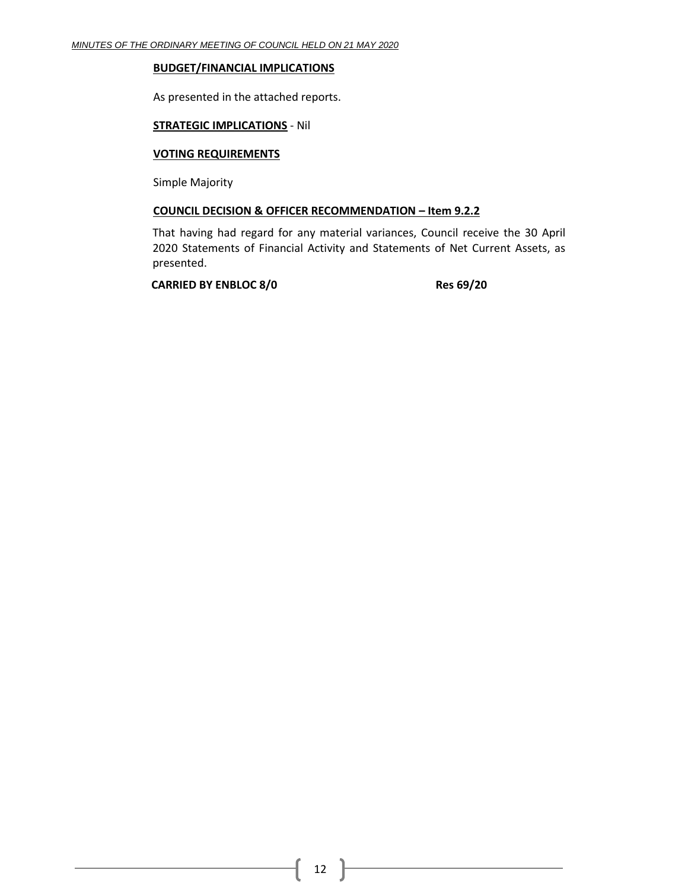**BUDGET/FINANCIAL IMPLICATIONS**

As presented in the attached reports.

**STRATEGIC IMPLICATIONS** - Nil

**VOTING REQUIREMENTS**

Simple Majority

**COUNCIL DECISION & OFFICER RECOMMENDATION – Item 9.2.2**

That having had regard for any material variances, Council receive the 30 April 2020 Statements of Financial Activity and Statements of Net Current Assets, as presented.

**CARRIED BY ENBLOC 8/0** **Res 69/20**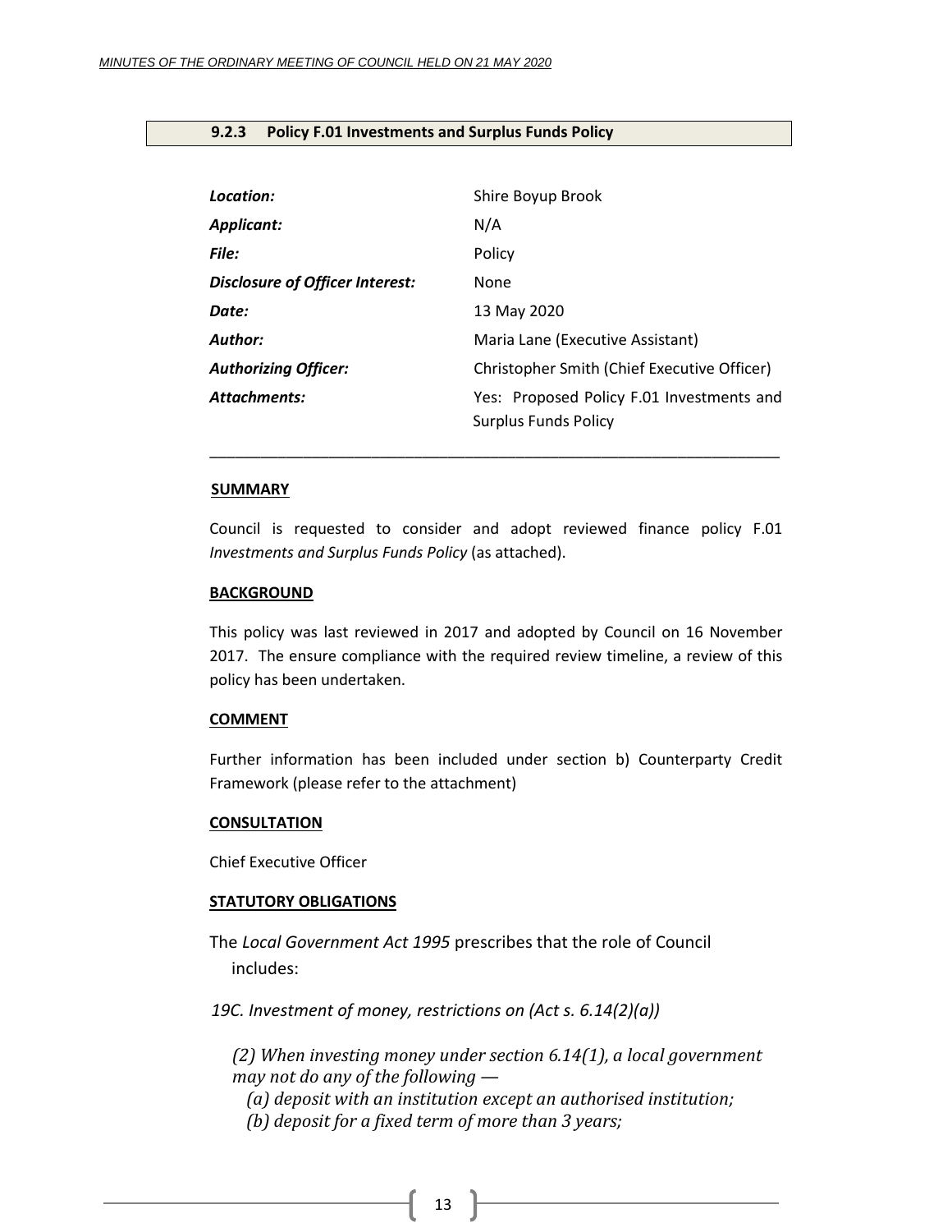### 9.2.3 Policy F.01 Investments and Surplus Funds Policy

| | |
|---|---|
| ***Location:*** | Shire Boyup Brook |
| ***Applicant:*** | N/A |
| ***File:*** | Policy |
| ***Disclosure of Officer Interest:*** | None |
| ***Date:*** | 13 May 2020 |
| ***Author:*** | Maria Lane (Executive Assistant) |
| ***Authorizing Officer:*** | Christopher Smith (Chief Executive Officer) |
| ***Attachments:*** | Yes: Proposed Policy F.01 Investments and Surplus Funds Policy |

---

**SUMMARY**

Council is requested to consider and adopt reviewed finance policy F.01 *Investments and Surplus Funds Policy* (as attached).

**BACKGROUND**

This policy was last reviewed in 2017 and adopted by Council on 16 November 2017. The ensure compliance with the required review timeline, a review of this policy has been undertaken.

**COMMENT**

Further information has been included under section b) Counterparty Credit Framework (please refer to the attachment)

**CONSULTATION**

Chief Executive Officer

**STATUTORY OBLIGATIONS**

The *Local Government Act 1995* prescribes that the role of Council includes:

*19C. Investment of money, restrictions on (Act s. 6.14(2)(a))*

*(2) When investing money under section 6.14(1), a local government may not do any of the following —*

*(a) deposit with an institution except an authorised institution;*

*(b) deposit for a fixed term of more than 3 years;*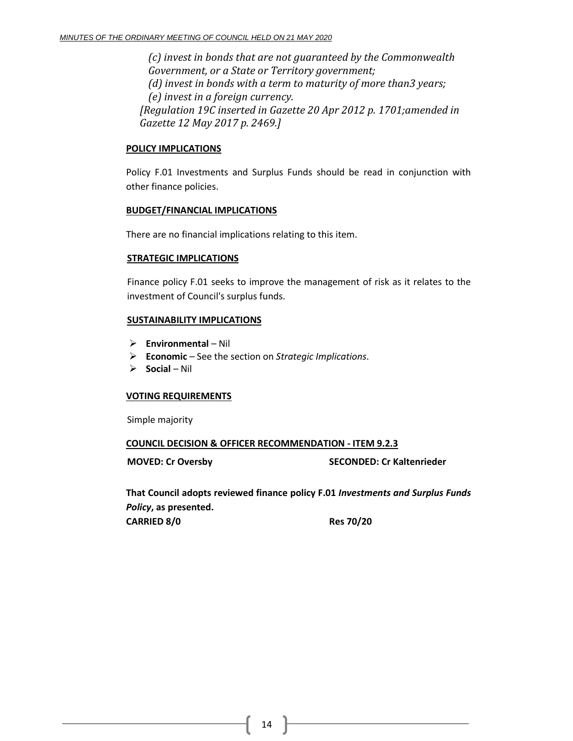*(c) invest in bonds that are not guaranteed by the Commonwealth Government, or a State or Territory government;*
*(d) invest in bonds with a term to maturity of more than3 years;*
*(e) invest in a foreign currency.*
*[Regulation 19C inserted in Gazette 20 Apr 2012 p. 1701;amended in Gazette 12 May 2017 p. 2469.]*

**POLICY IMPLICATIONS**

Policy F.01 Investments and Surplus Funds should be read in conjunction with other finance policies.

**BUDGET/FINANCIAL IMPLICATIONS**

There are no financial implications relating to this item.

**STRATEGIC IMPLICATIONS**

Finance policy F.01 seeks to improve the management of risk as it relates to the investment of Council's surplus funds.

**SUSTAINABILITY IMPLICATIONS**

- **Environmental** – Nil
- **Economic** – See the section on *Strategic Implications*.
- **Social** – Nil

**VOTING REQUIREMENTS**

Simple majority

**COUNCIL DECISION & OFFICER RECOMMENDATION - ITEM 9.2.3**

**MOVED: Cr Oversby** **SECONDED: Cr Kaltenrieder**

**That Council adopts reviewed finance policy F.01 *Investments and Surplus Funds Policy*, as presented.**
**CARRIED 8/0** **Res 70/20**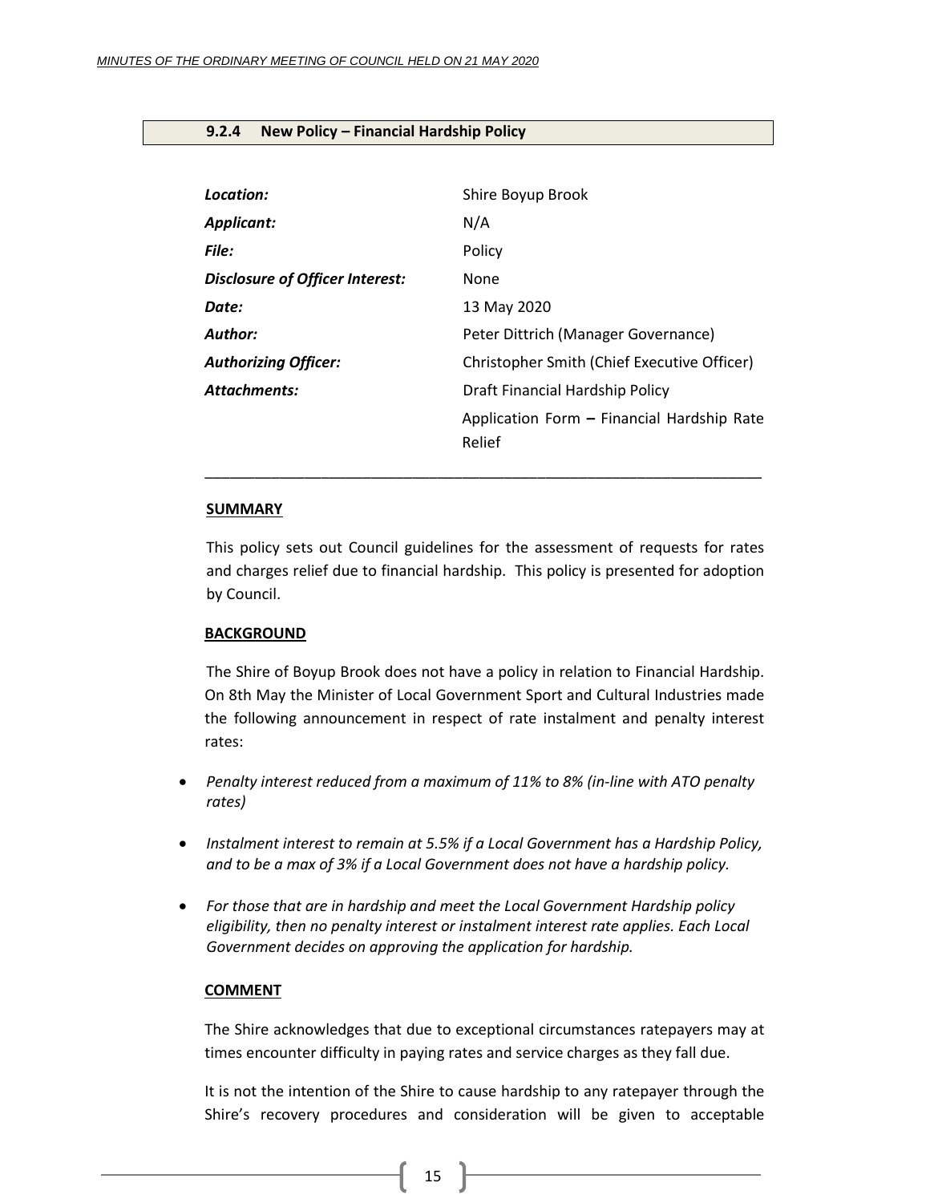### 9.2.4 New Policy – Financial Hardship Policy

| | |
|---|---|
| ***Location:*** | Shire Boyup Brook |
| ***Applicant:*** | N/A |
| ***File:*** | Policy |
| ***Disclosure of Officer Interest:*** | None |
| ***Date:*** | 13 May 2020 |
| ***Author:*** | Peter Dittrich (Manager Governance) |
| ***Authorizing Officer:*** | Christopher Smith (Chief Executive Officer) |
| ***Attachments:*** | Draft Financial Hardship Policy<br>Application Form **–** Financial Hardship Rate Relief |

---

**SUMMARY**

This policy sets out Council guidelines for the assessment of requests for rates and charges relief due to financial hardship. This policy is presented for adoption by Council.

**BACKGROUND**

The Shire of Boyup Brook does not have a policy in relation to Financial Hardship. On 8th May the Minister of Local Government Sport and Cultural Industries made the following announcement in respect of rate instalment and penalty interest rates:

- *Penalty interest reduced from a maximum of 11% to 8% (in-line with ATO penalty rates)*
- *Instalment interest to remain at 5.5% if a Local Government has a Hardship Policy, and to be a max of 3% if a Local Government does not have a hardship policy.*
- *For those that are in hardship and meet the Local Government Hardship policy eligibility, then no penalty interest or instalment interest rate applies. Each Local Government decides on approving the application for hardship.*

**COMMENT**

The Shire acknowledges that due to exceptional circumstances ratepayers may at times encounter difficulty in paying rates and service charges as they fall due.

It is not the intention of the Shire to cause hardship to any ratepayer through the Shire's recovery procedures and consideration will be given to acceptable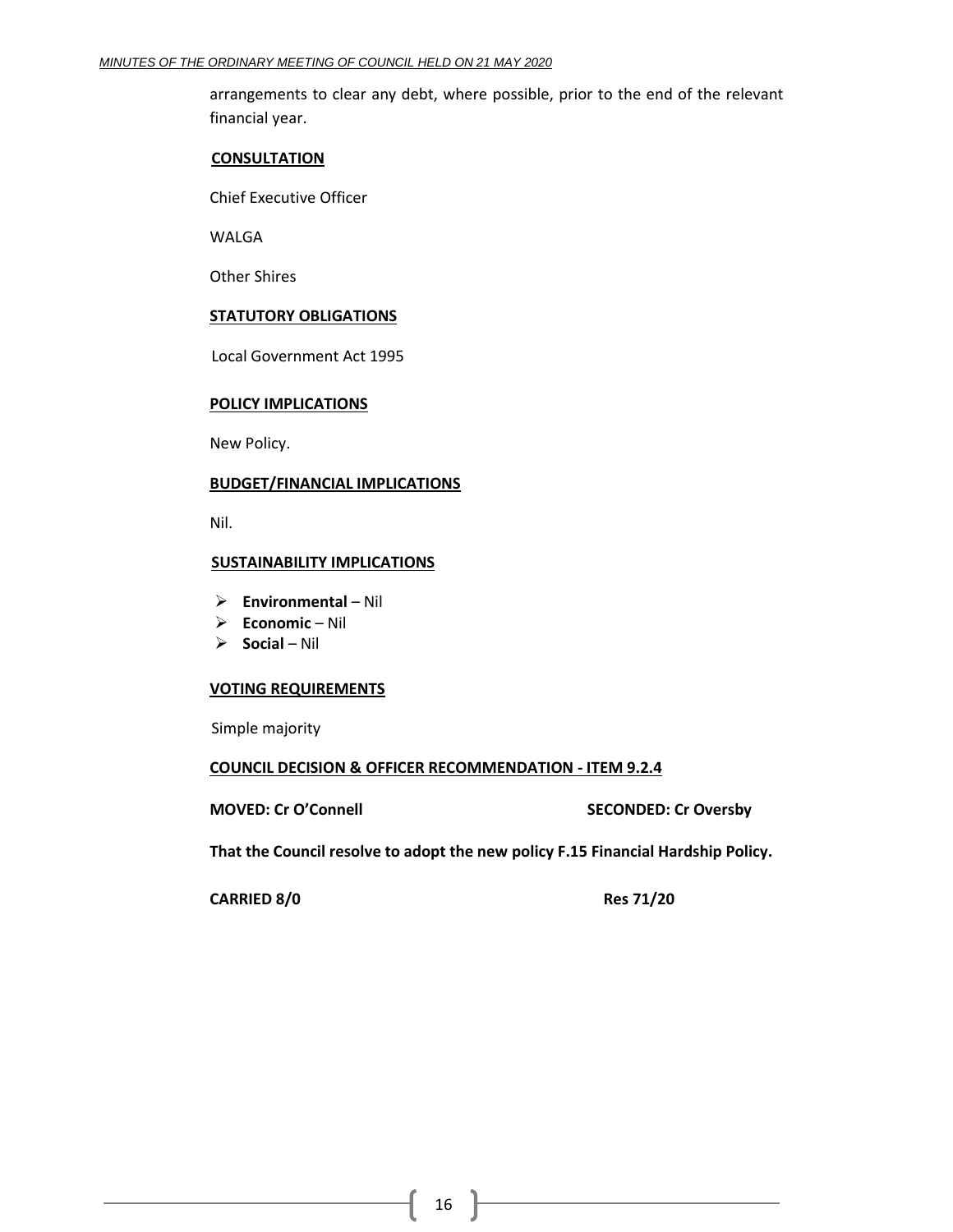arrangements to clear any debt, where possible, prior to the end of the relevant financial year.

**CONSULTATION**

Chief Executive Officer

WALGA

Other Shires

**STATUTORY OBLIGATIONS**

Local Government Act 1995

**POLICY IMPLICATIONS**

New Policy.

**BUDGET/FINANCIAL IMPLICATIONS**

Nil.

**SUSTAINABILITY IMPLICATIONS**

- **Environmental** – Nil
- **Economic** – Nil
- **Social** – Nil

**VOTING REQUIREMENTS**

Simple majority

**COUNCIL DECISION & OFFICER RECOMMENDATION - ITEM 9.2.4**

**MOVED: Cr O'Connell** **SECONDED: Cr Oversby**

**That the Council resolve to adopt the new policy F.15 Financial Hardship Policy.**

**CARRIED 8/0** **Res 71/20**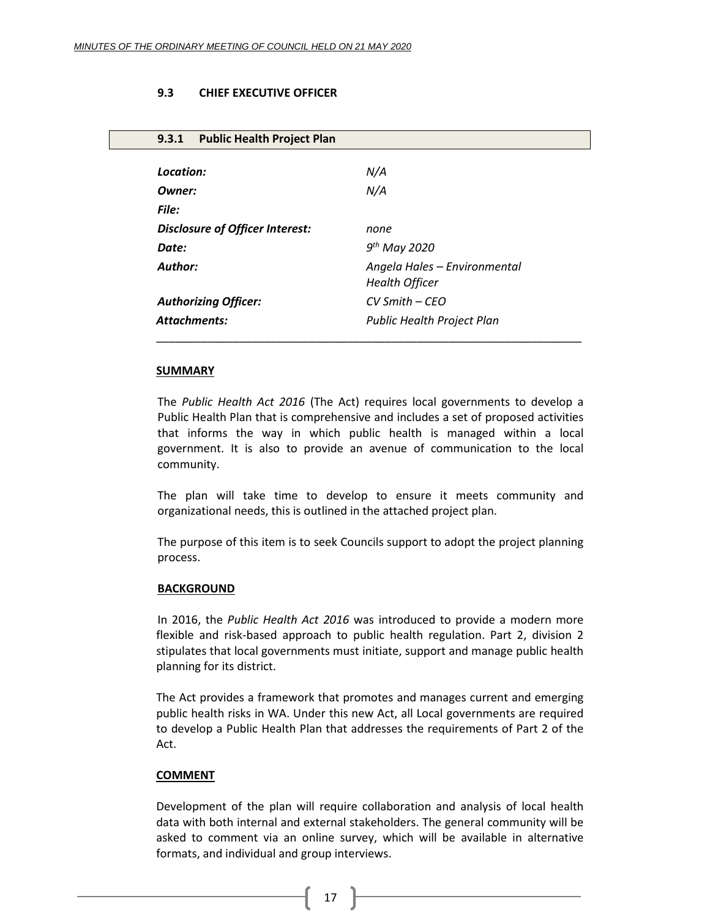## 9.3 CHIEF EXECUTIVE OFFICER

### 9.3.1 Public Health Project Plan

| | |
|---|---|
| ***Location:*** | *N/A* |
| ***Owner:*** | *N/A* |
| ***File:*** | |
| ***Disclosure of Officer Interest:*** | *none* |
| ***Date:*** | *9th May 2020* |
| ***Author:*** | *Angela Hales – Environmental Health Officer* |
| ***Authorizing Officer:*** | *CV Smith – CEO* |
| ***Attachments:*** | *Public Health Project Plan* |

---

**SUMMARY**

The *Public Health Act 2016* (The Act) requires local governments to develop a Public Health Plan that is comprehensive and includes a set of proposed activities that informs the way in which public health is managed within a local government. It is also to provide an avenue of communication to the local community.

The plan will take time to develop to ensure it meets community and organizational needs, this is outlined in the attached project plan.

The purpose of this item is to seek Councils support to adopt the project planning process.

**BACKGROUND**

In 2016, the *Public Health Act 2016* was introduced to provide a modern more flexible and risk-based approach to public health regulation. Part 2, division 2 stipulates that local governments must initiate, support and manage public health planning for its district.

The Act provides a framework that promotes and manages current and emerging public health risks in WA. Under this new Act, all Local governments are required to develop a Public Health Plan that addresses the requirements of Part 2 of the Act.

**COMMENT**

Development of the plan will require collaboration and analysis of local health data with both internal and external stakeholders. The general community will be asked to comment via an online survey, which will be available in alternative formats, and individual and group interviews.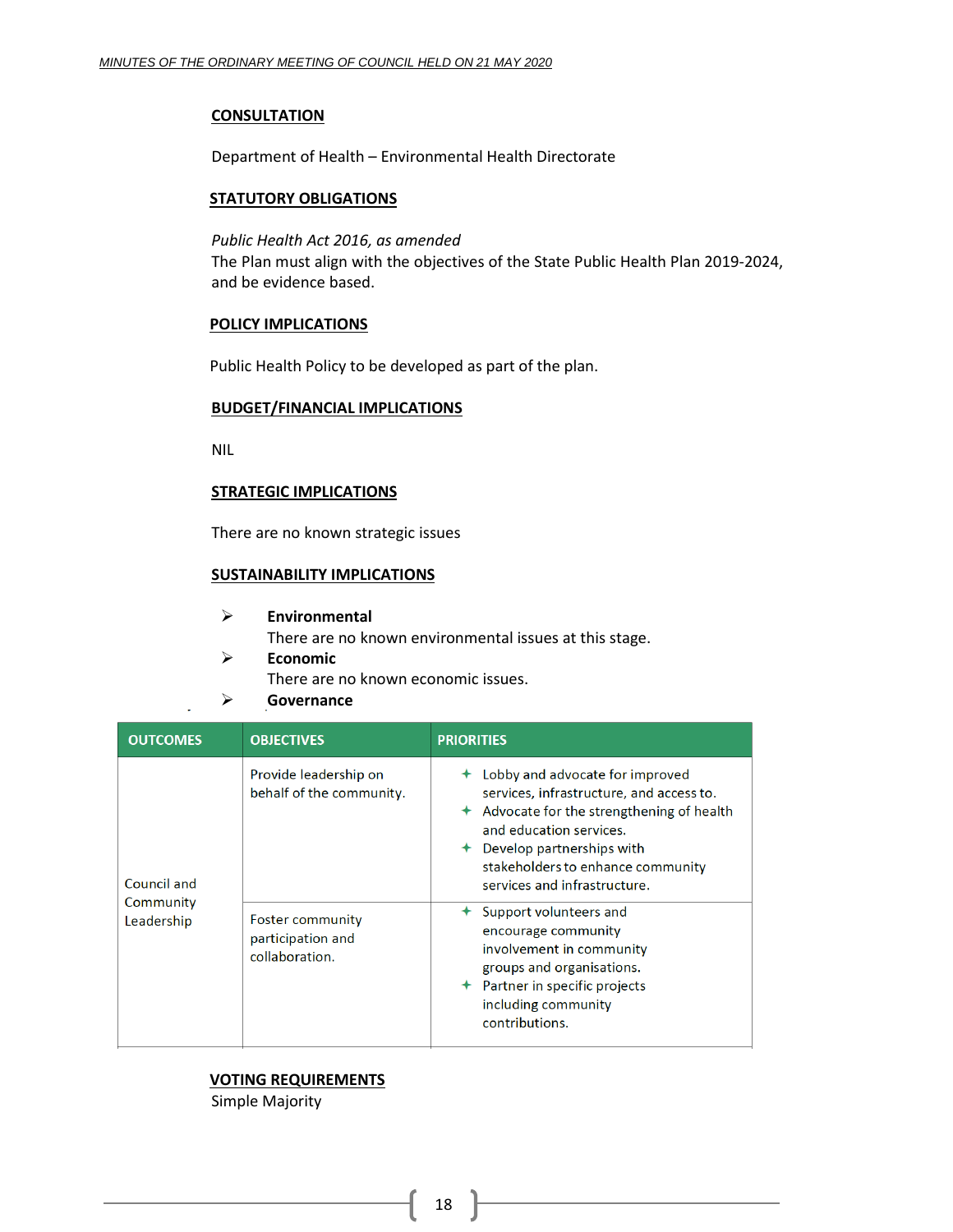## CONSULTATION

Department of Health – Environmental Health Directorate

## STATUTORY OBLIGATIONS

*Public Health Act 2016, as amended*
The Plan must align with the objectives of the State Public Health Plan 2019-2024, and be evidence based.

## POLICY IMPLICATIONS

Public Health Policy to be developed as part of the plan.

## BUDGET/FINANCIAL IMPLICATIONS

NIL

## STRATEGIC IMPLICATIONS

There are no known strategic issues

## SUSTAINABILITY IMPLICATIONS

- **Environmental**
  There are no known environmental issues at this stage.
- **Economic**
  There are no known economic issues.
- **Governance**

| OUTCOMES | OBJECTIVES | PRIORITIES |
|---|---|---|
| Council and Community Leadership | Provide leadership on behalf of the community. | + Lobby and advocate for improved services, infrastructure, and access to.<br>+ Advocate for the strengthening of health and education services.<br>+ Develop partnerships with stakeholders to enhance community services and infrastructure. |
| | Foster community participation and collaboration. | + Support volunteers and encourage community involvement in community groups and organisations.<br>+ Partner in specific projects including community contributions. |

## VOTING REQUIREMENTS

Simple Majority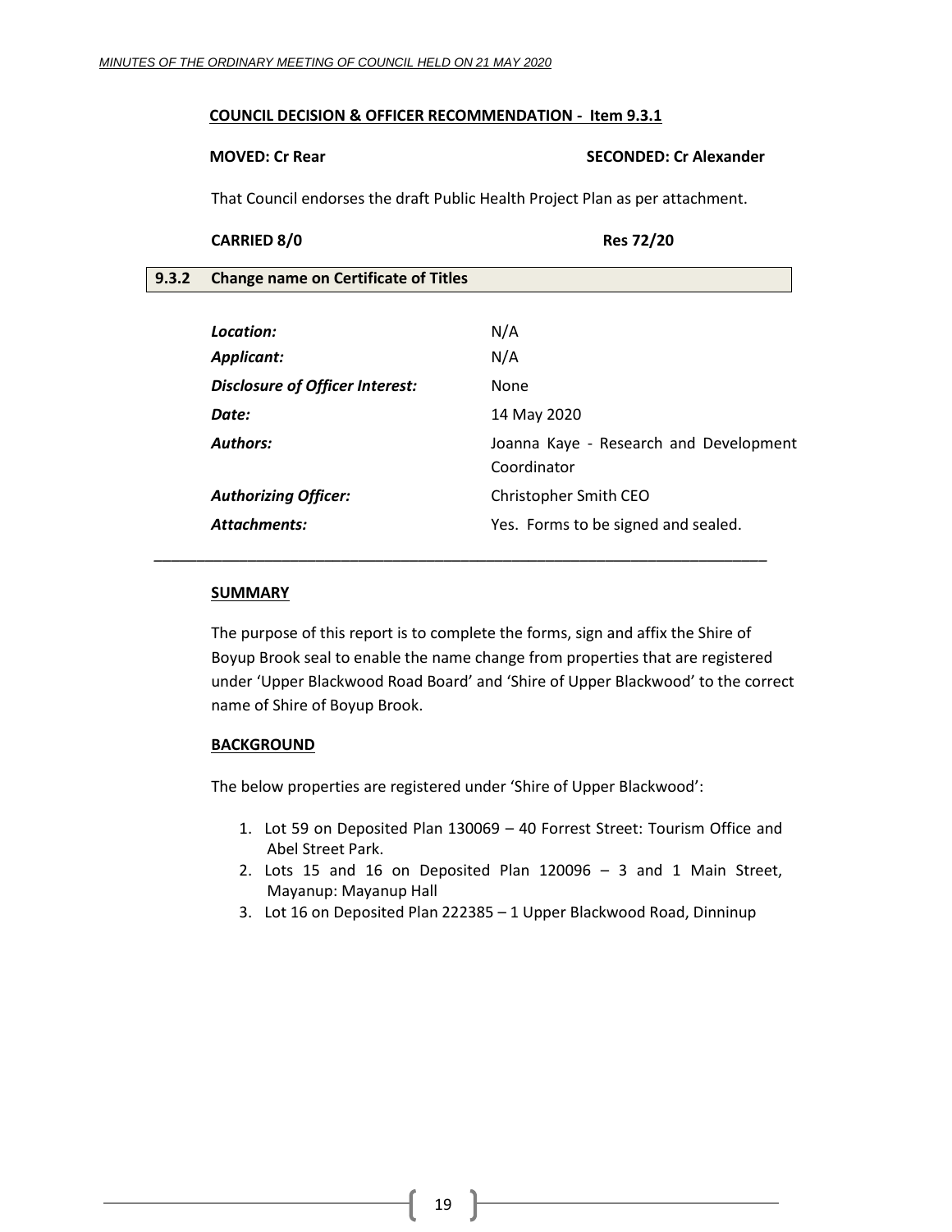**COUNCIL DECISION & OFFICER RECOMMENDATION - Item 9.3.1**

**MOVED: Cr Rear** **SECONDED: Cr Alexander**

That Council endorses the draft Public Health Project Plan as per attachment.

**CARRIED 8/0** **Res 72/20**

## 9.3.2 Change name on Certificate of Titles

| | |
|---|---|
| ***Location:*** | N/A |
| ***Applicant:*** | N/A |
| ***Disclosure of Officer Interest:*** | None |
| ***Date:*** | 14 May 2020 |
| ***Authors:*** | Joanna Kaye - Research and Development Coordinator |
| ***Authorizing Officer:*** | Christopher Smith CEO |
| ***Attachments:*** | Yes. Forms to be signed and sealed. |

---

**SUMMARY**

The purpose of this report is to complete the forms, sign and affix the Shire of Boyup Brook seal to enable the name change from properties that are registered under 'Upper Blackwood Road Board' and 'Shire of Upper Blackwood' to the correct name of Shire of Boyup Brook.

**BACKGROUND**

The below properties are registered under 'Shire of Upper Blackwood':

1. Lot 59 on Deposited Plan 130069 – 40 Forrest Street: Tourism Office and Abel Street Park.
2. Lots 15 and 16 on Deposited Plan 120096 – 3 and 1 Main Street, Mayanup: Mayanup Hall
3. Lot 16 on Deposited Plan 222385 – 1 Upper Blackwood Road, Dinninup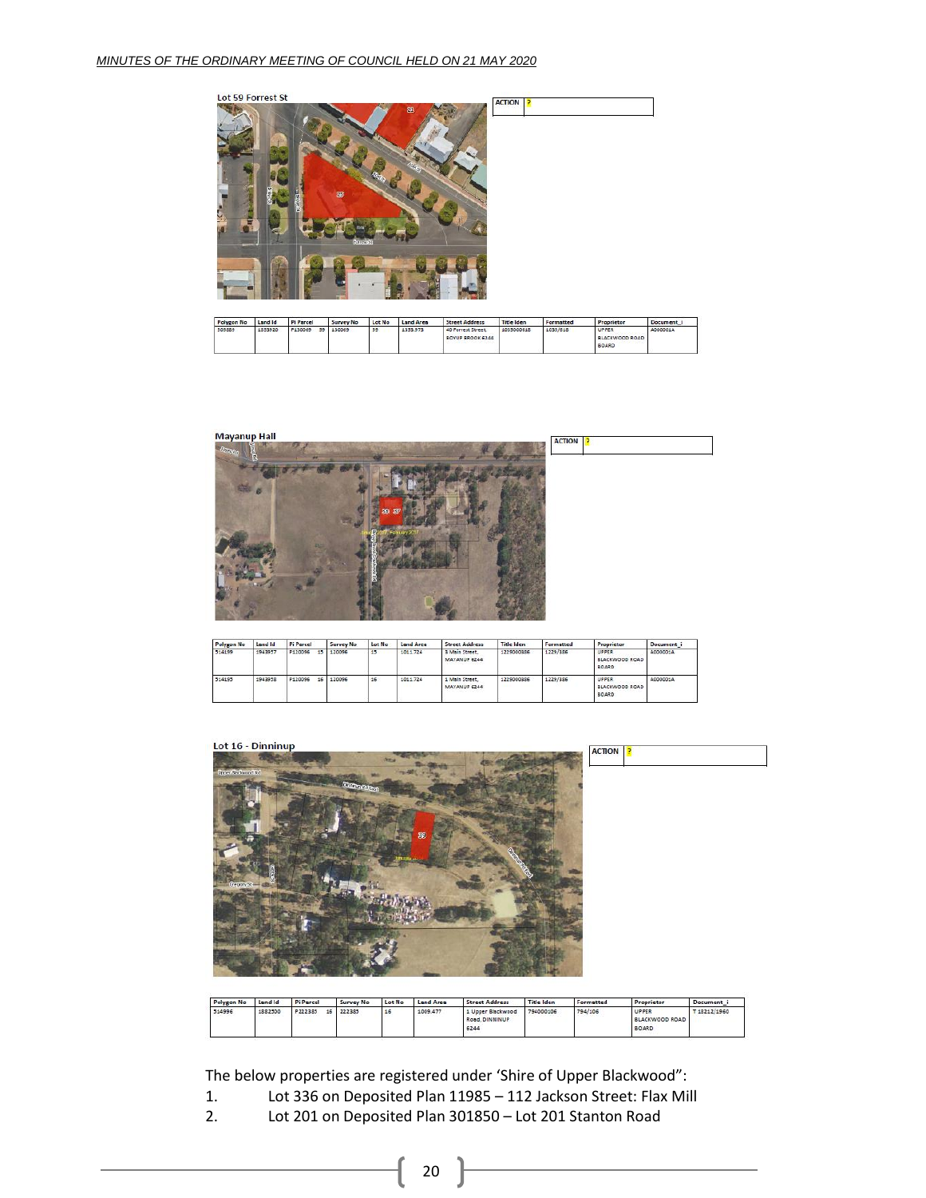Lot 59 Forrest St

| ACTION | ? |
|---|---|

| Polygon No | Land Id | Pi Parcel | Survey No | Lot No | Land Area | Street Address | Title Iden | Formatted | Proprietor | Document_i |
|---|---|---|---|---|---|---|---|---|---|---|
| 305853 | 1333920 | P130069 59 | 130069 | 59 | 1333.573 | 40 Forrest Street, BOYUP BROOK 6244 | 1035000818 | 1035/818 | UPPER BLACKWOOD ROAD BOARD | A000001A |

Mayanup Hall

| ACTION | ? |
|---|---|

| Polygon No | Land Id | Pi Parcel | Survey No | Lot No | Land Area | Street Address | Title Iden | Formatted | Proprietor | Document_i |
|---|---|---|---|---|---|---|---|---|---|---|
| 514199 | 1943957 | P110096 15 | 110096 | 15 | 1011.724 | 3 Main Street, MAYANUP 6244 | 1229000386 | 1229/386 | UPPER BLACKWOOD ROAD BOARD | A000001A |
| 514195 | 1943958 | P110096 16 | 110096 | 16 | 1011.724 | 1 Main Street, MAYANUP 6244 | 1229000386 | 1229/386 | UPPER BLACKWOOD ROAD BOARD | A000001A |

Lot 16 - Dinninup

| ACTION | ? |
|---|---|

| Polygon No | Land Id | Pi Parcel | Survey No | Lot No | Land Area | Street Address | Title Iden | Formatted | Proprietor | Document_i |
|---|---|---|---|---|---|---|---|---|---|---|
| 514996 | 1882500 | P222385 16 | 222385 | 16 | 1009.477 | 1 Upper Blackwood Road, DINNINUP 6244 | 794000106 | 794/106 | UPPER BLACKWOOD ROAD BOARD | T 18212/1960 |

The below properties are registered under 'Shire of Upper Blackwood":

1. Lot 336 on Deposited Plan 11985 – 112 Jackson Street: Flax Mill
2. Lot 201 on Deposited Plan 301850 – Lot 201 Stanton Road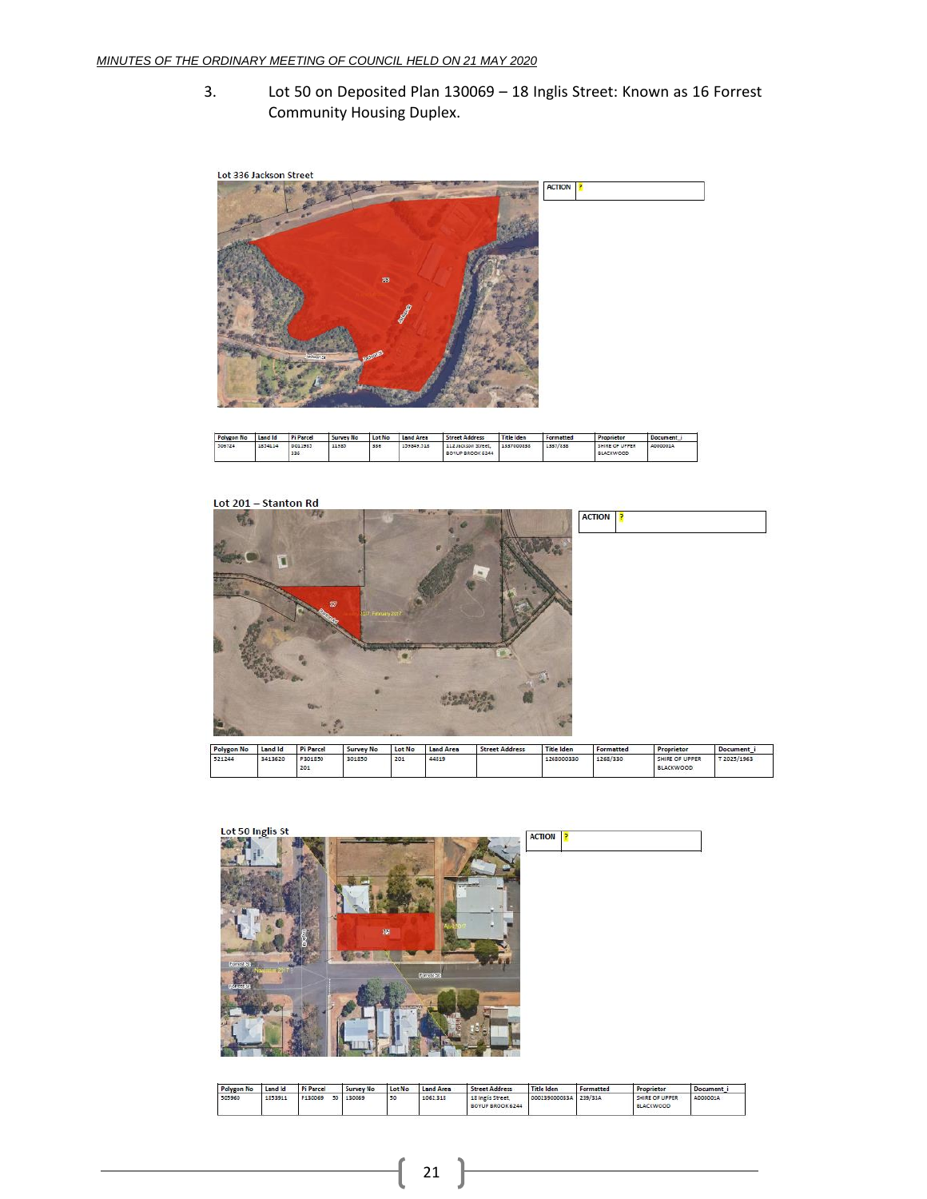3. Lot 50 on Deposited Plan 130069 – 18 Inglis Street: Known as 16 Forrest Community Housing Duplex.

Lot 336 Jackson Street

| ACTION | ? |
|---|---|

| Polygon No | Land Id | Pi Parcel | Survey No | Lot No | Land Area | Street Address | Title Iden | Formatted | Proprietor | Document_i |
|---|---|---|---|---|---|---|---|---|---|---|
| 306724 | 1834614 | D011983 336 | 11983 | 336 | 159849.318 | 112 Jackson Street, BOYUP BROOK 6244 | 1357000338 | 1357/338 | SHIRE OF UPPER BLACKWOOD | A000001A |

Lot 201 – Stanton Rd

| ACTION | ? |
|---|---|

| Polygon No | Land Id | Pi Parcel | Survey No | Lot No | Land Area | Street Address | Title Iden | Formatted | Proprietor | Document_i |
|---|---|---|---|---|---|---|---|---|---|---|
| 521244 | 3413620 | P301850 201 | 301850 | 201 | 44819 | | 1268000330 | 1268/330 | SHIRE OF UPPER BLACKWOOD | T 2025/1963 |

Lot 50 Inglis St

| ACTION | ? |
|---|---|

| Polygon No | Land Id | Pi Parcel | Survey No | Lot No | Land Area | Street Address | Title Iden | Formatted | Proprietor | Document_i |
|---|---|---|---|---|---|---|---|---|---|---|
| 305960 | 1853911 | P130069 50 | 130069 | 50 | 1061.318 | 18 Inglis Street, BOYUP BROOK 6244 | 000239000033A | 239/33A | SHIRE OF UPPER BLACKWOOD | A000001A |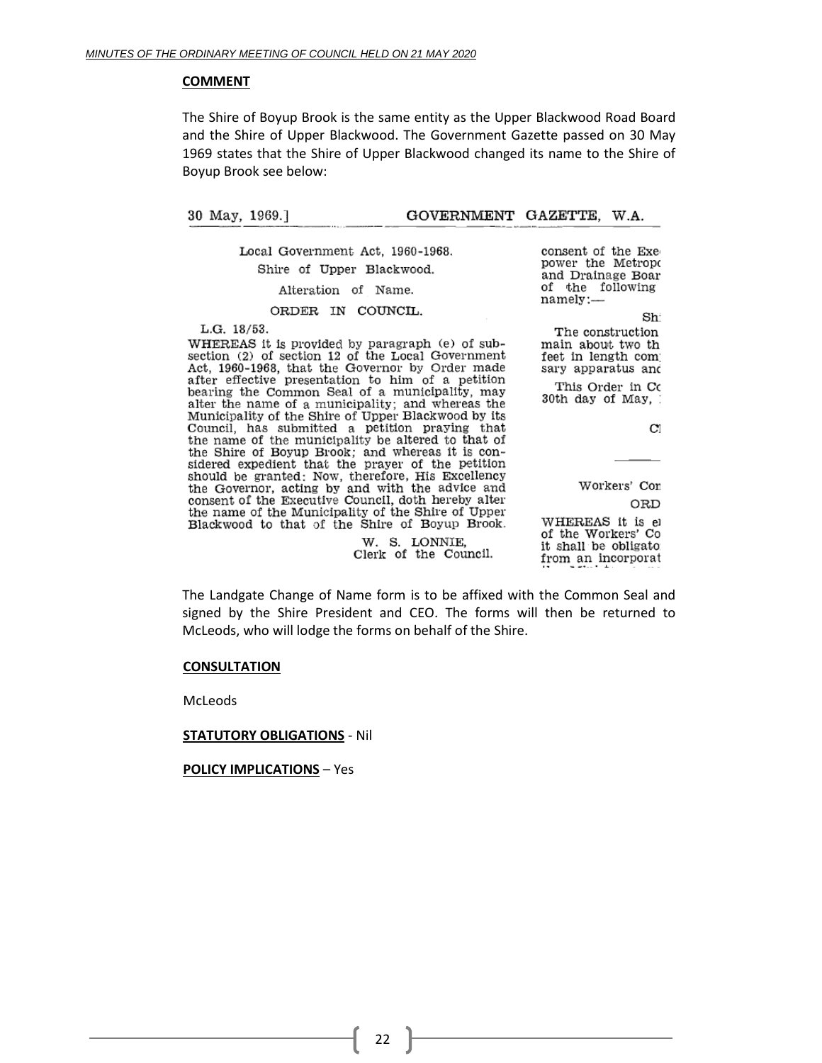**COMMENT**

The Shire of Boyup Brook is the same entity as the Upper Blackwood Road Board and the Shire of Upper Blackwood. The Government Gazette passed on 30 May 1969 states that the Shire of Upper Blackwood changed its name to the Shire of Boyup Brook see below:

30 May, 1969.] GOVERNMENT GAZETTE, W.A.

Local Government Act, 1960-1968.

Shire of Upper Blackwood.

Alteration of Name.

ORDER IN COUNCIL.

L.G. 18/53.

WHEREAS it is provided by paragraph (e) of subsection (2) of section 12 of the Local Government Act, 1960-1968, that the Governor by Order made after effective presentation to him of a petition bearing the Common Seal of a municipality, may alter the name of a municipality; and whereas the Municipality of the Shire of Upper Blackwood by its Council, has submitted a petition praying that the name of the municipality be altered to that of the Shire of Boyup Brook; and whereas it is considered expedient that the prayer of the petition should be granted: Now, therefore, His Excellency the Governor, acting by and with the advice and consent of the Executive Council, doth hereby alter the name of the Municipality of the Shire of Upper Blackwood to that of the Shire of Boyup Brook.

W. S. LONNIE,
Clerk of the Council.

consent of the Exe
power the Metropo
and Drainage Boar
of the following
namely:—

Sh

The construction
main about two th
feet in length com
sary apparatus and

This Order in Co
30th day of May,

Cl

Workers' Con

ORD

WHEREAS it is e
of the Workers' Co
it shall be obligato
from an incorporat

The Landgate Change of Name form is to be affixed with the Common Seal and signed by the Shire President and CEO. The forms will then be returned to McLeods, who will lodge the forms on behalf of the Shire.

**CONSULTATION**

McLeods

**STATUTORY OBLIGATIONS** - Nil

**POLICY IMPLICATIONS** – Yes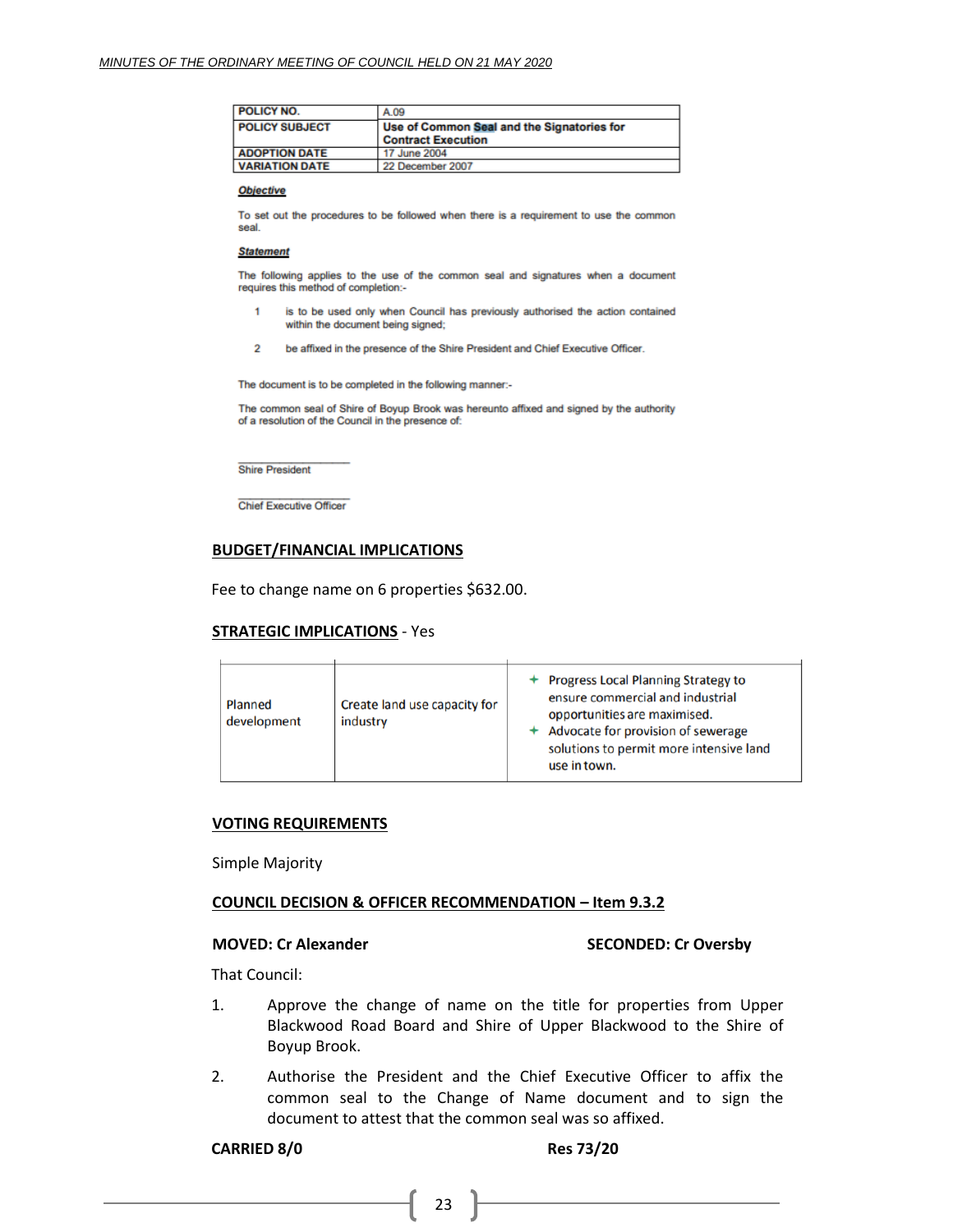| POLICY NO. | A.09 |
|---|---|
| POLICY SUBJECT | **Use of Common Seal and the Signatories for Contract Execution** |
| ADOPTION DATE | 17 June 2004 |
| VARIATION DATE | 22 December 2007 |

***Objective***

To set out the procedures to be followed when there is a requirement to use the common seal.

***Statement***

The following applies to the use of the common seal and signatures when a document requires this method of completion:-

1. is to be used only when Council has previously authorised the action contained within the document being signed;
2. be affixed in the presence of the Shire President and Chief Executive Officer.

The document is to be completed in the following manner:-

The common seal of Shire of Boyup Brook was hereunto affixed and signed by the authority of a resolution of the Council in the presence of:

\_\_\_\_\_\_\_\_\_\_\_\_\_\_\_\_\_\_\_\_
Shire President

\_\_\_\_\_\_\_\_\_\_\_\_\_\_\_\_\_\_\_\_
Chief Executive Officer

**BUDGET/FINANCIAL IMPLICATIONS**

Fee to change name on 6 properties $632.00.

**STRATEGIC IMPLICATIONS** - Yes

| | | |
|---|---|---|
| Planned development | Create land use capacity for industry | + Progress Local Planning Strategy to ensure commercial and industrial opportunities are maximised.<br>+ Advocate for provision of sewerage solutions to permit more intensive land use in town. |

**VOTING REQUIREMENTS**

Simple Majority

**COUNCIL DECISION & OFFICER RECOMMENDATION – Item 9.3.2**

**MOVED: Cr Alexander** **SECONDED: Cr Oversby**

That Council:

1. Approve the change of name on the title for properties from Upper Blackwood Road Board and Shire of Upper Blackwood to the Shire of Boyup Brook.
2. Authorise the President and the Chief Executive Officer to affix the common seal to the Change of Name document and to sign the document to attest that the common seal was so affixed.

**CARRIED 8/0** **Res 73/20**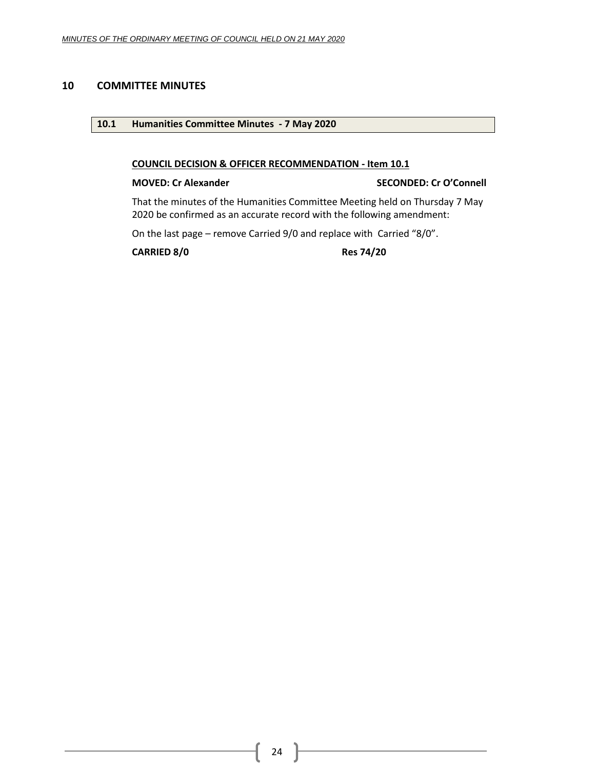# 10 COMMITTEE MINUTES

## 10.1 Humanities Committee Minutes - 7 May 2020

**COUNCIL DECISION & OFFICER RECOMMENDATION - Item 10.1**

**MOVED: Cr Alexander** **SECONDED: Cr O'Connell**

That the minutes of the Humanities Committee Meeting held on Thursday 7 May 2020 be confirmed as an accurate record with the following amendment:

On the last page – remove Carried 9/0 and replace with Carried "8/0".

**CARRIED 8/0** **Res 74/20**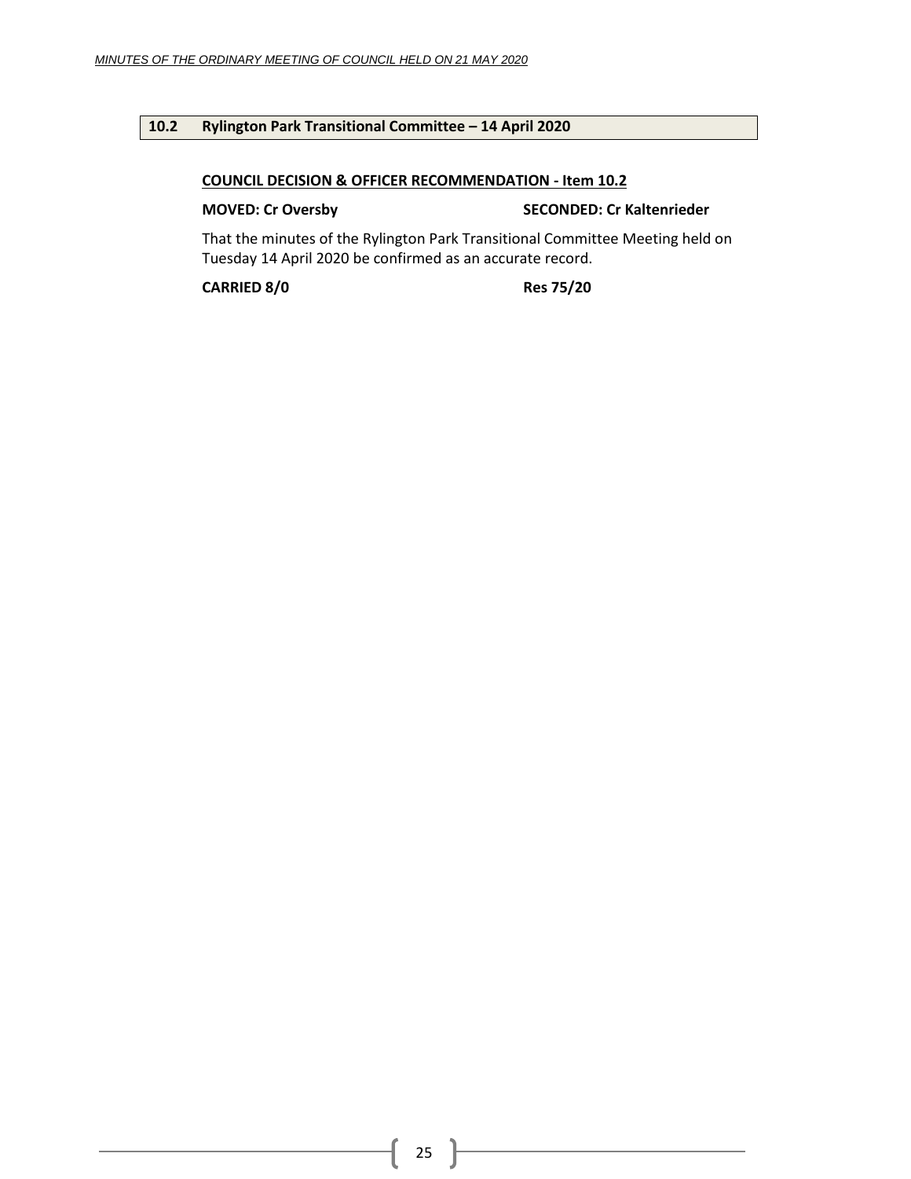## 10.2 Rylington Park Transitional Committee – 14 April 2020

**COUNCIL DECISION & OFFICER RECOMMENDATION - Item 10.2**

**MOVED: Cr Oversby** **SECONDED: Cr Kaltenrieder**

That the minutes of the Rylington Park Transitional Committee Meeting held on Tuesday 14 April 2020 be confirmed as an accurate record.

**CARRIED 8/0** **Res 75/20**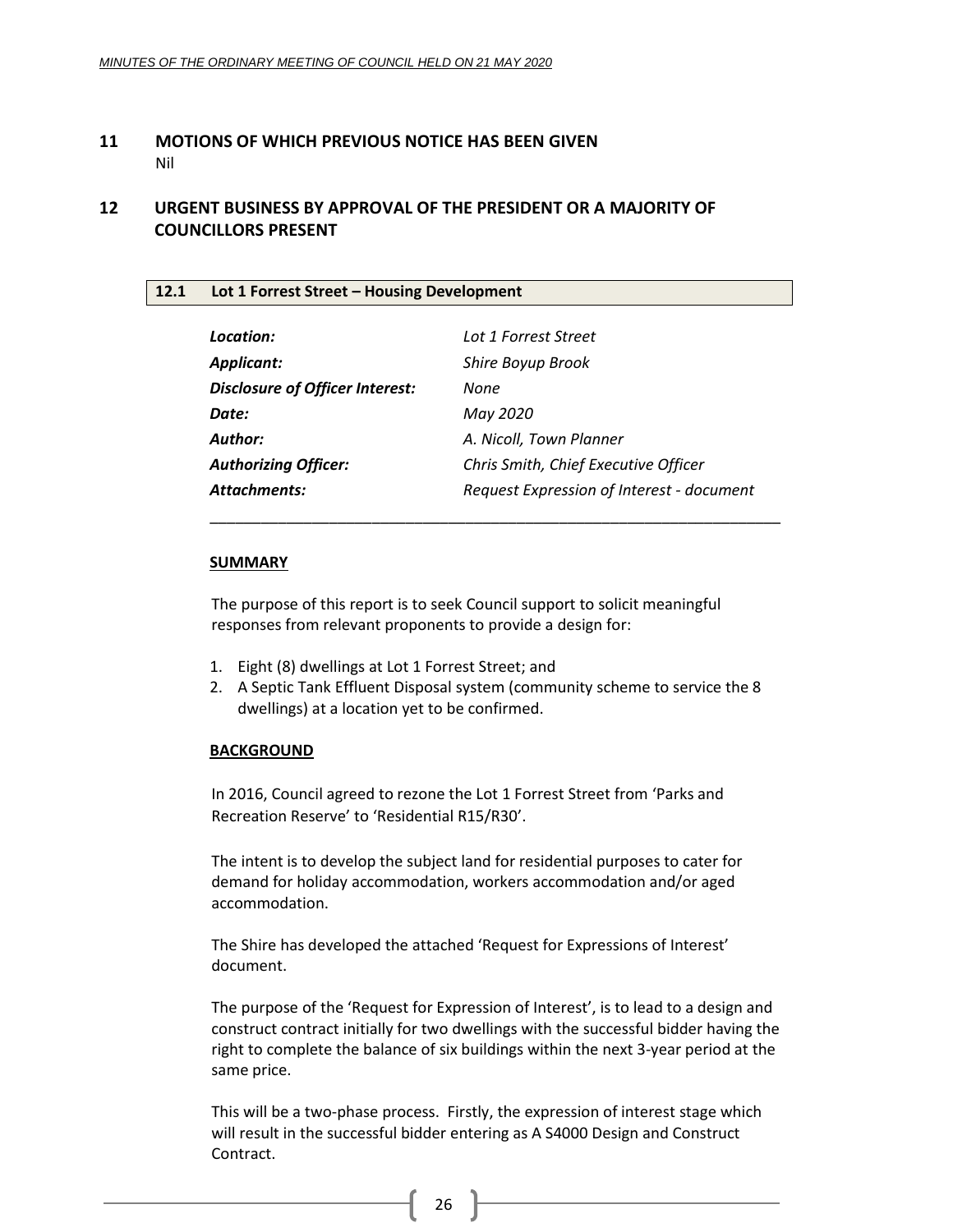## 11 MOTIONS OF WHICH PREVIOUS NOTICE HAS BEEN GIVEN

Nil

## 12 URGENT BUSINESS BY APPROVAL OF THE PRESIDENT OR A MAJORITY OF COUNCILLORS PRESENT

### 12.1 Lot 1 Forrest Street – Housing Development

| | |
|---|---|
| ***Location:*** | *Lot 1 Forrest Street* |
| ***Applicant:*** | *Shire Boyup Brook* |
| ***Disclosure of Officer Interest:*** | *None* |
| ***Date:*** | *May 2020* |
| ***Author:*** | *A. Nicoll, Town Planner* |
| ***Authorizing Officer:*** | *Chris Smith, Chief Executive Officer* |
| ***Attachments:*** | *Request Expression of Interest - document* |

---

**SUMMARY**

The purpose of this report is to seek Council support to solicit meaningful responses from relevant proponents to provide a design for:

1. Eight (8) dwellings at Lot 1 Forrest Street; and
2. A Septic Tank Effluent Disposal system (community scheme to service the 8 dwellings) at a location yet to be confirmed.

**BACKGROUND**

In 2016, Council agreed to rezone the Lot 1 Forrest Street from 'Parks and Recreation Reserve' to 'Residential R15/R30'.

The intent is to develop the subject land for residential purposes to cater for demand for holiday accommodation, workers accommodation and/or aged accommodation.

The Shire has developed the attached 'Request for Expressions of Interest' document.

The purpose of the 'Request for Expression of Interest', is to lead to a design and construct contract initially for two dwellings with the successful bidder having the right to complete the balance of six buildings within the next 3-year period at the same price.

This will be a two-phase process. Firstly, the expression of interest stage which will result in the successful bidder entering as A S4000 Design and Construct Contract.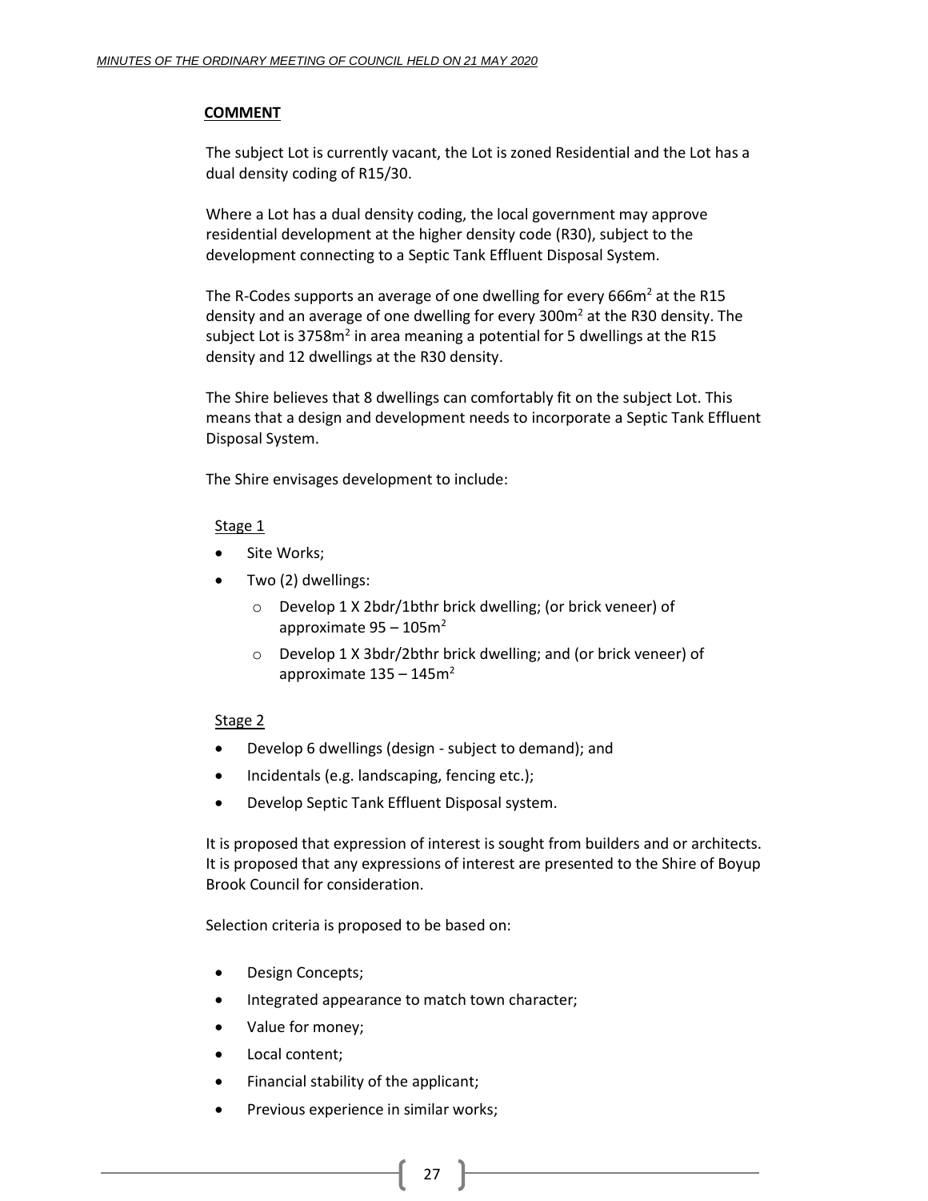**COMMENT**

The subject Lot is currently vacant, the Lot is zoned Residential and the Lot has a dual density coding of R15/30.

Where a Lot has a dual density coding, the local government may approve residential development at the higher density code (R30), subject to the development connecting to a Septic Tank Effluent Disposal System.

The R-Codes supports an average of one dwelling for every 666m$^2$ at the R15 density and an average of one dwelling for every 300m$^2$ at the R30 density. The subject Lot is 3758m$^2$ in area meaning a potential for 5 dwellings at the R15 density and 12 dwellings at the R30 density.

The Shire believes that 8 dwellings can comfortably fit on the subject Lot. This means that a design and development needs to incorporate a Septic Tank Effluent Disposal System.

The Shire envisages development to include:

Stage 1

- Site Works;
- Two (2) dwellings:
  - Develop 1 X 2bdr/1bthr brick dwelling; (or brick veneer) of approximate 95 – 105m$^2$
  - Develop 1 X 3bdr/2bthr brick dwelling; and (or brick veneer) of approximate 135 – 145m$^2$

Stage 2

- Develop 6 dwellings (design - subject to demand); and
- Incidentals (e.g. landscaping, fencing etc.);
- Develop Septic Tank Effluent Disposal system.

It is proposed that expression of interest is sought from builders and or architects. It is proposed that any expressions of interest are presented to the Shire of Boyup Brook Council for consideration.

Selection criteria is proposed to be based on:

- Design Concepts;
- Integrated appearance to match town character;
- Value for money;
- Local content;
- Financial stability of the applicant;
- Previous experience in similar works;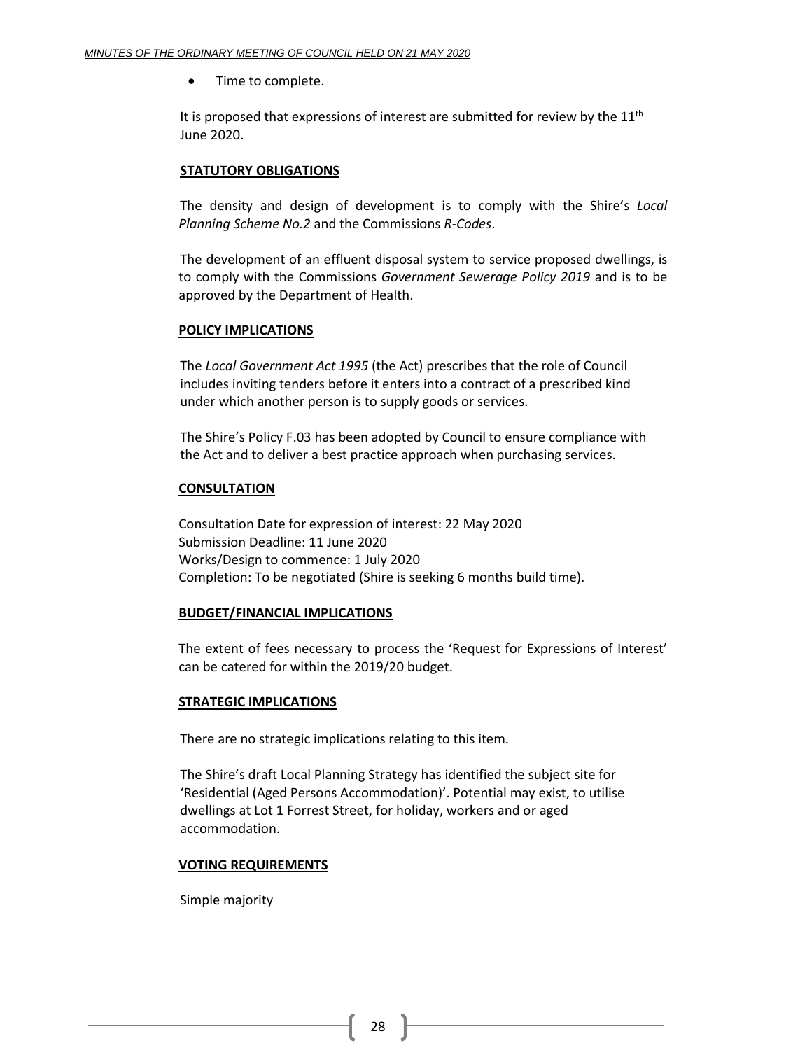- Time to complete.

It is proposed that expressions of interest are submitted for review by the 11th June 2020.

**STATUTORY OBLIGATIONS**

The density and design of development is to comply with the Shire's *Local Planning Scheme No.2* and the Commissions *R-Codes*.

The development of an effluent disposal system to service proposed dwellings, is to comply with the Commissions *Government Sewerage Policy 2019* and is to be approved by the Department of Health.

**POLICY IMPLICATIONS**

The *Local Government Act 1995* (the Act) prescribes that the role of Council includes inviting tenders before it enters into a contract of a prescribed kind under which another person is to supply goods or services.

The Shire's Policy F.03 has been adopted by Council to ensure compliance with the Act and to deliver a best practice approach when purchasing services.

**CONSULTATION**

Consultation Date for expression of interest: 22 May 2020
Submission Deadline: 11 June 2020
Works/Design to commence: 1 July 2020
Completion: To be negotiated (Shire is seeking 6 months build time).

**BUDGET/FINANCIAL IMPLICATIONS**

The extent of fees necessary to process the 'Request for Expressions of Interest' can be catered for within the 2019/20 budget.

**STRATEGIC IMPLICATIONS**

There are no strategic implications relating to this item.

The Shire's draft Local Planning Strategy has identified the subject site for 'Residential (Aged Persons Accommodation)'. Potential may exist, to utilise dwellings at Lot 1 Forrest Street, for holiday, workers and or aged accommodation.

**VOTING REQUIREMENTS**

Simple majority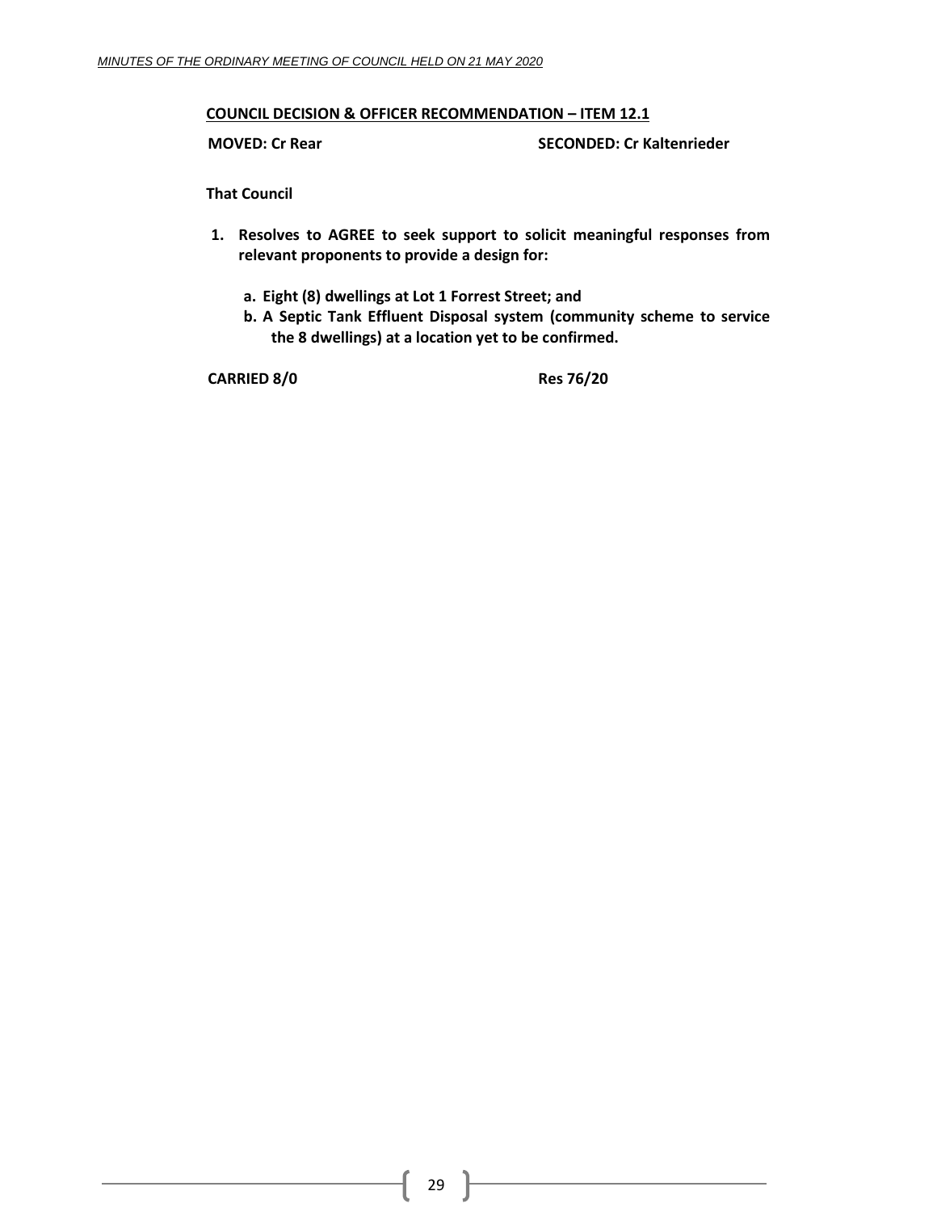**COUNCIL DECISION & OFFICER RECOMMENDATION – ITEM 12.1**

**MOVED: Cr Rear** **SECONDED: Cr Kaltenrieder**

**That Council**

1. **Resolves to AGREE to seek support to solicit meaningful responses from relevant proponents to provide a design for:**

    a. **Eight (8) dwellings at Lot 1 Forrest Street; and**
    b. **A Septic Tank Effluent Disposal system (community scheme to service the 8 dwellings) at a location yet to be confirmed.**

**CARRIED 8/0** **Res 76/20**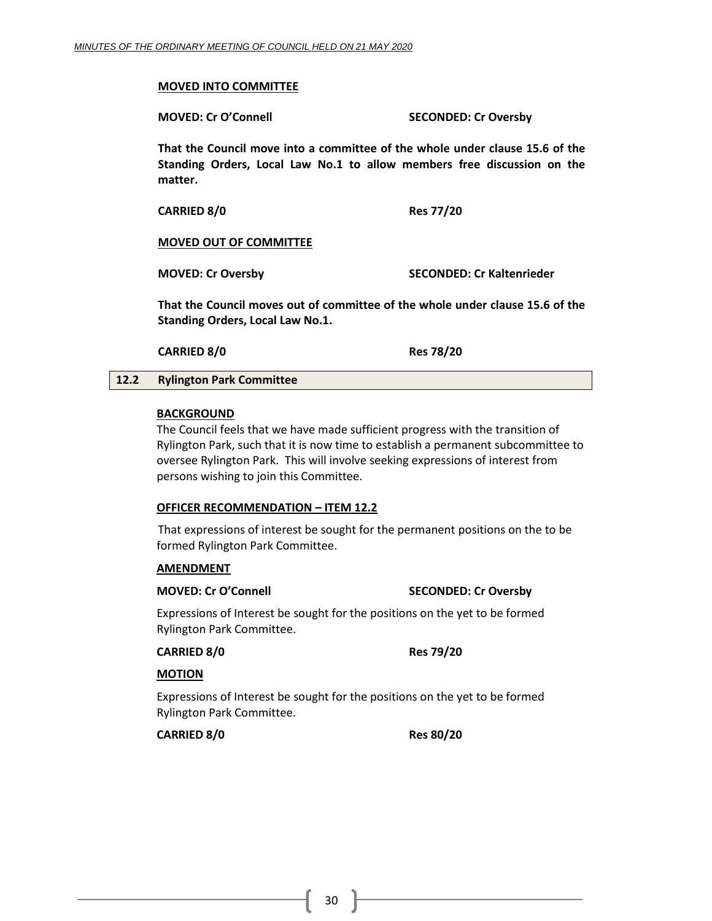**MOVED INTO COMMITTEE**

**MOVED: Cr O'Connell** **SECONDED: Cr Oversby**

**That the Council move into a committee of the whole under clause 15.6 of the Standing Orders, Local Law No.1 to allow members free discussion on the matter.**

**CARRIED 8/0** **Res 77/20**

**MOVED OUT OF COMMITTEE**

**MOVED: Cr Oversby** **SECONDED: Cr Kaltenrieder**

**That the Council moves out of committee of the whole under clause 15.6 of the Standing Orders, Local Law No.1.**

**CARRIED 8/0** **Res 78/20**

## 12.2 Rylington Park Committee

**BACKGROUND**

The Council feels that we have made sufficient progress with the transition of Rylington Park, such that it is now time to establish a permanent subcommittee to oversee Rylington Park. This will involve seeking expressions of interest from persons wishing to join this Committee.

**OFFICER RECOMMENDATION – ITEM 12.2**

That expressions of interest be sought for the permanent positions on the to be formed Rylington Park Committee.

**AMENDMENT**

**MOVED: Cr O'Connell** **SECONDED: Cr Oversby**

Expressions of Interest be sought for the positions on the yet to be formed Rylington Park Committee.

**CARRIED 8/0** **Res 79/20**

**MOTION**

Expressions of Interest be sought for the positions on the yet to be formed Rylington Park Committee.

**CARRIED 8/0** **Res 80/20**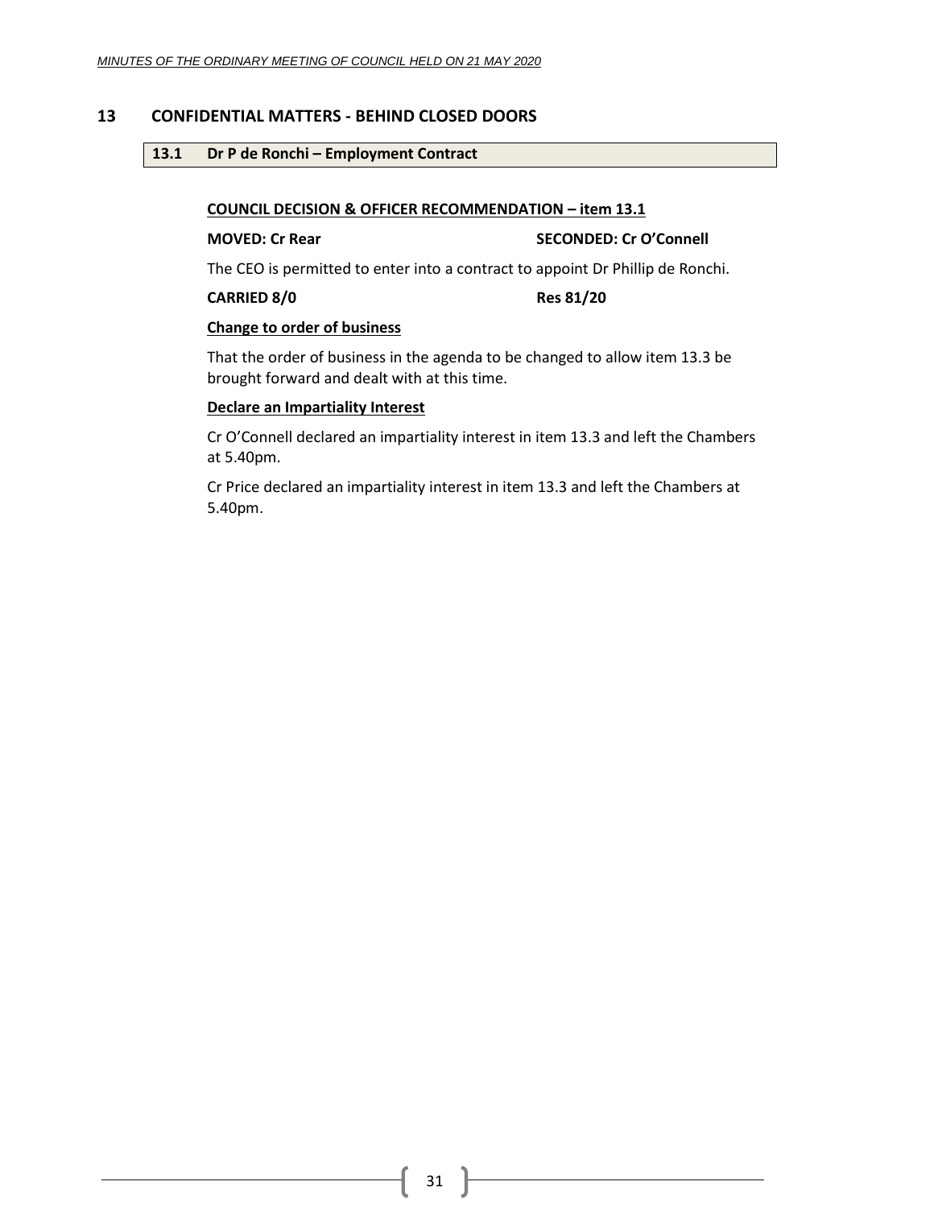## 13 CONFIDENTIAL MATTERS - BEHIND CLOSED DOORS

### 13.1 Dr P de Ronchi – Employment Contract

**COUNCIL DECISION & OFFICER RECOMMENDATION – item 13.1**

**MOVED: Cr Rear** **SECONDED: Cr O'Connell**

The CEO is permitted to enter into a contract to appoint Dr Phillip de Ronchi.

**CARRIED 8/0** **Res 81/20**

**Change to order of business**

That the order of business in the agenda to be changed to allow item 13.3 be brought forward and dealt with at this time.

**Declare an Impartiality Interest**

Cr O'Connell declared an impartiality interest in item 13.3 and left the Chambers at 5.40pm.

Cr Price declared an impartiality interest in item 13.3 and left the Chambers at 5.40pm.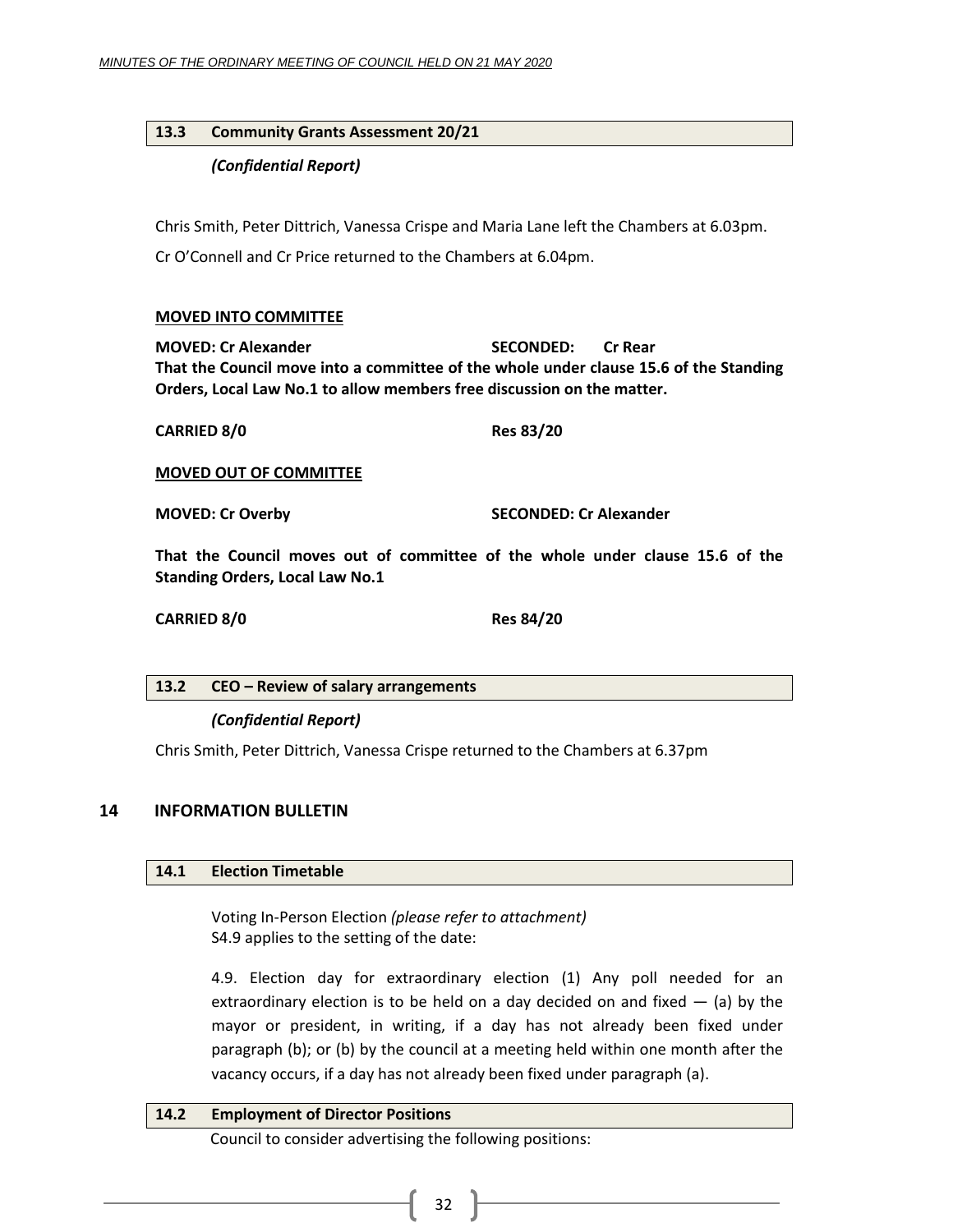### 13.3 Community Grants Assessment 20/21

***(Confidential Report)***

Chris Smith, Peter Dittrich, Vanessa Crispe and Maria Lane left the Chambers at 6.03pm.

Cr O'Connell and Cr Price returned to the Chambers at 6.04pm.

**MOVED INTO COMMITTEE**

**MOVED: Cr Alexander** **SECONDED: Cr Rear**

**That the Council move into a committee of the whole under clause 15.6 of the Standing Orders, Local Law No.1 to allow members free discussion on the matter.**

**CARRIED 8/0** **Res 83/20**

**MOVED OUT OF COMMITTEE**

**MOVED: Cr Overby** **SECONDED: Cr Alexander**

**That the Council moves out of committee of the whole under clause 15.6 of the Standing Orders, Local Law No.1**

**CARRIED 8/0** **Res 84/20**

### 13.2 CEO – Review of salary arrangements

***(Confidential Report)***

Chris Smith, Peter Dittrich, Vanessa Crispe returned to the Chambers at 6.37pm

## 14 INFORMATION BULLETIN

### 14.1 Election Timetable

Voting In-Person Election *(please refer to attachment)*
S4.9 applies to the setting of the date:

4.9. Election day for extraordinary election (1) Any poll needed for an extraordinary election is to be held on a day decided on and fixed — (a) by the mayor or president, in writing, if a day has not already been fixed under paragraph (b); or (b) by the council at a meeting held within one month after the vacancy occurs, if a day has not already been fixed under paragraph (a).

### 14.2 Employment of Director Positions

Council to consider advertising the following positions: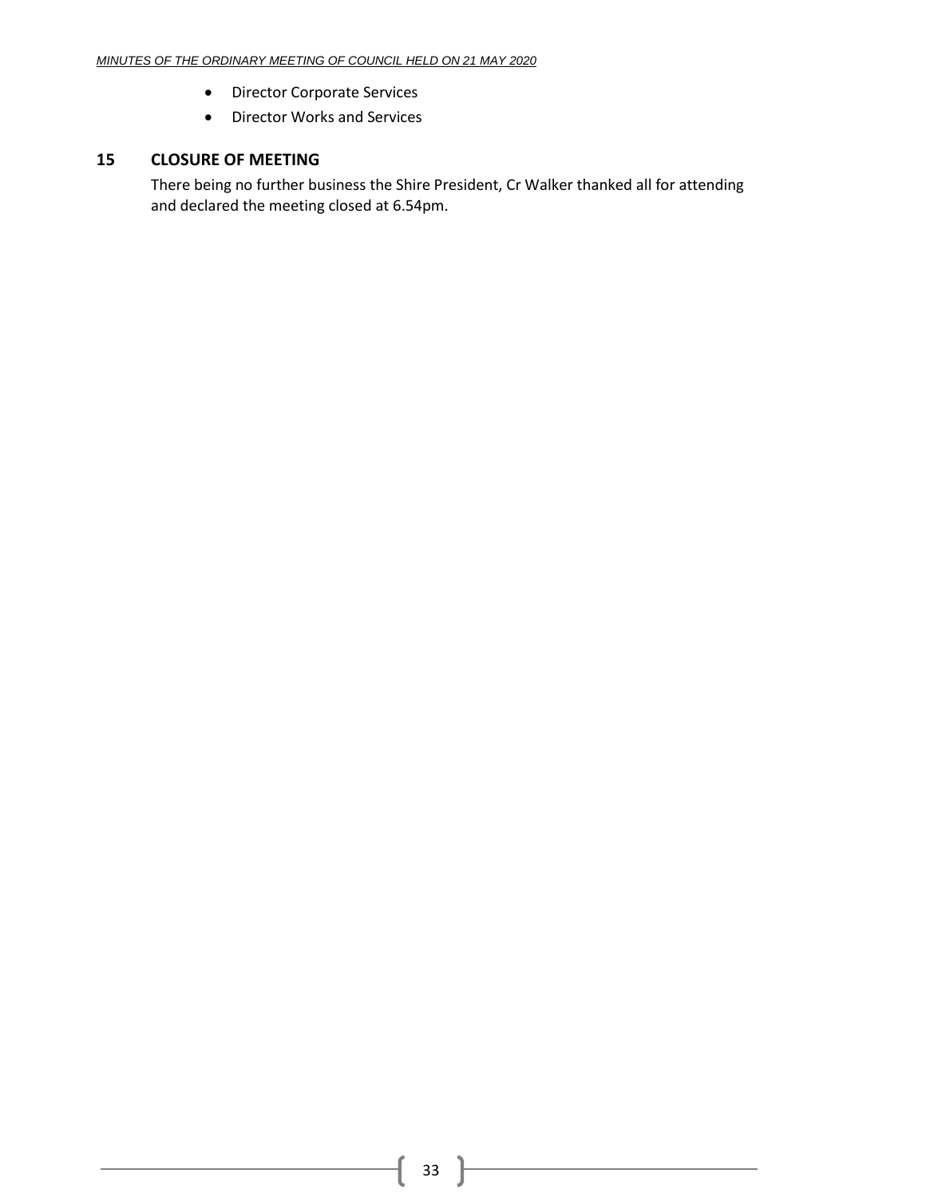- Director Corporate Services
- Director Works and Services

## 15 CLOSURE OF MEETING

There being no further business the Shire President, Cr Walker thanked all for attending and declared the meeting closed at 6.54pm.